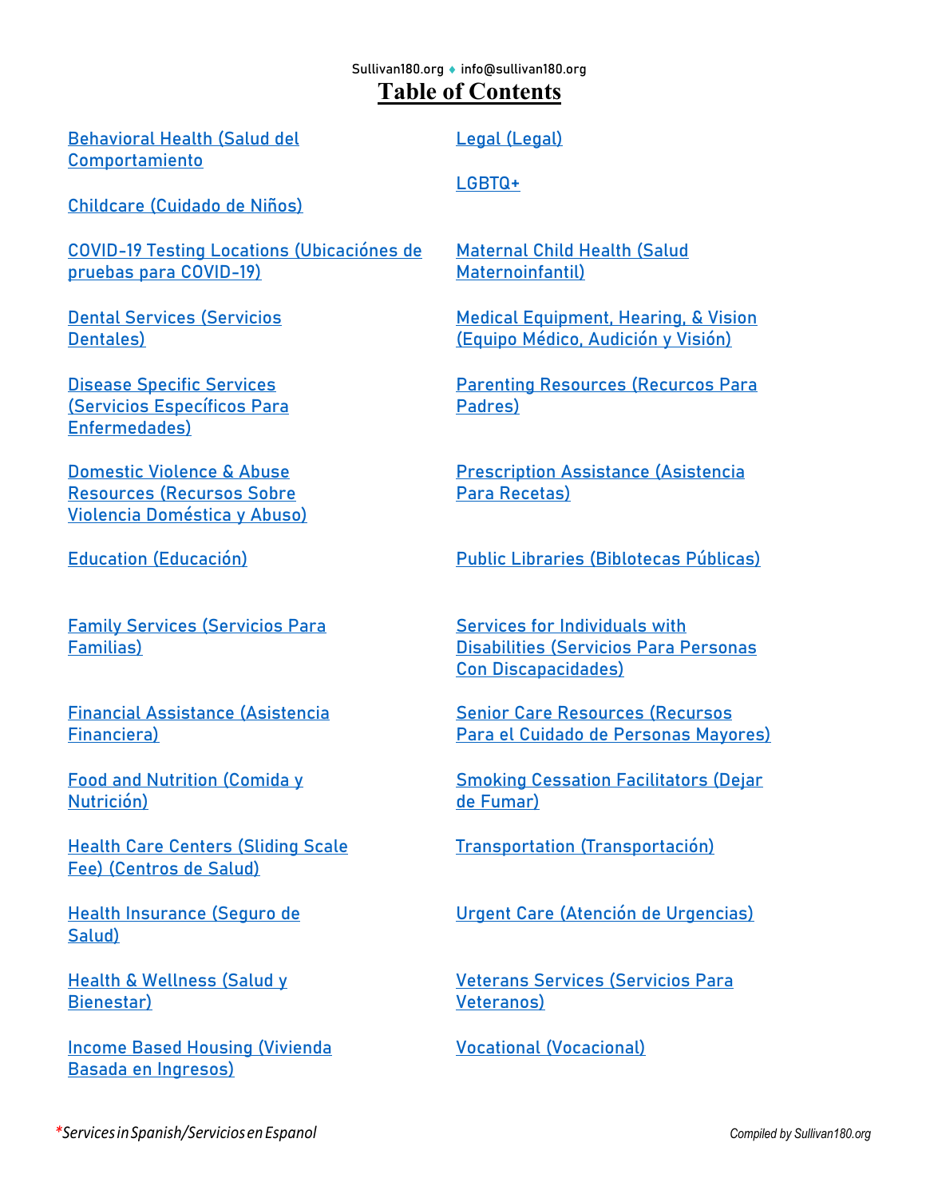Sullivan180.org ♦ info@sullivan180.org

# Table of Contents

- Behavioral Health (Salud del Comportamiento
- Childcare (Cuidado de Niños)
- COVID-19 Testing Locations (Ubicaciónes de pruebas para COVID-19)
- Dental Services (Servicios Dentales)
- Disease Specific Services (Servicios Específicos Para Enfermedades)
- Domestic Violence & Abuse Resources (Recursos Sobre Violencia Doméstica y Abuso)
- Education (Educación)
- Family Services (Servicios Para Familias)
- Financial Assistance (Asistencia Financiera)
- Food and Nutrition (Comida y Nutrición)
- Health Care Centers (Sliding Scale Fee) (Centros de Salud)
- Health Insurance (Seguro de Salud)
- Health & Wellness (Salud y Bienestar)
- Income Based Housing (Vivienda Basada en Ingresos)
- Legal (Legal)
- LGBTQ+
- Maternal Child Health (Salud Maternoinfantil)
- Medical Equipment, Hearing, & Vision (Equipo Médico, Audición y Visión)
- Parenting Resources (Recurcos Para Padres)
- Prescription Assistance (Asistencia Para Recetas)
- Public Libraries (Biblotecas Públicas)
- Services for Individuals with Disabilities (Servicios Para Personas Con Discapacidades)
- Senior Care Resources (Recursos Para el Cuidado de Personas Mayores)
- Smoking Cessation Facilitators (Dejar de Fumar)
- Transportation (Transportación)
- Urgent Care (Atención de Urgencias)
- Veterans Services (Servicios Para Veteranos)
- Vocational (Vocacional)

*\*Services in Spanish/Servicios en Espanol*

Compiled by Sullivan180.org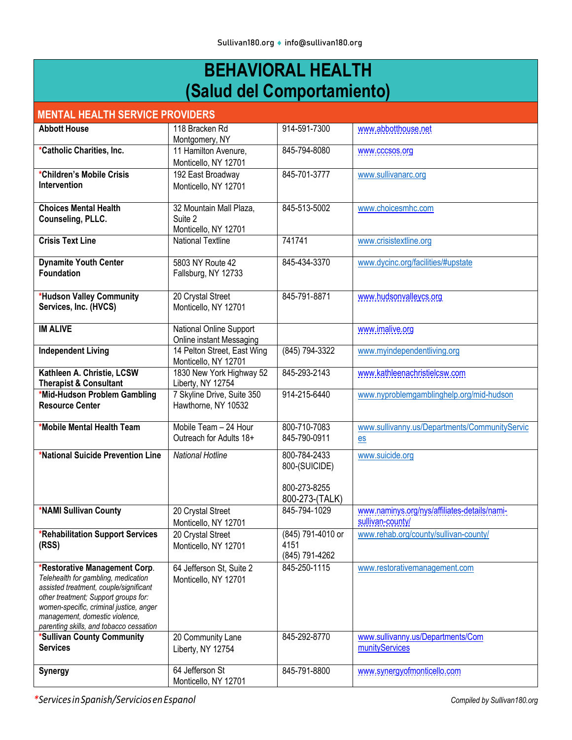# BEHAVIORAL HEALTH
# (Salud del Comportamiento)

## MENTAL HEALTH SERVICE PROVIDERS

| | | | |
|---|---|---|---|
| **Abbott House** | 118 Bracken Rd<br>Montgomery, NY | 914-591-7300 | www.abbotthouse.net |
| ***Catholic Charities, Inc.** | 11 Hamilton Avenue,<br>Monticello, NY 12701 | 845-794-8080 | www.cccsos.org |
| ***Children's Mobile Crisis Intervention** | 192 East Broadway<br>Monticello, NY 12701 | 845-701-3777 | www.sullivanarc.org |
| **Choices Mental Health Counseling, PLLC.** | 32 Mountain Mall Plaza, Suite 2<br>Monticello, NY 12701 | 845-513-5002 | www.choicesmhc.com |
| **Crisis Text Line** | National Textline | 741741 | www.crisistextline.org |
| **Dynamite Youth Center Foundation** | 5803 NY Route 42<br>Fallsburg, NY 12733 | 845-434-3370 | www.dycinc.org/facilities/#upstate |
| ***Hudson Valley Community Services, Inc. (HVCS)** | 20 Crystal Street<br>Monticello, NY 12701 | 845-791-8871 | www.hudsonvalleycs.org |
| **IM ALIVE** | National Online Support<br>Online instant Messaging | | www.imalive.org |
| **Independent Living** | 14 Pelton Street, East Wing<br>Monticello, NY 12701 | (845) 794-3322 | www.myindependentliving.org |
| **Kathleen A. Christie, LCSW Therapist & Consultant** | 1830 New York Highway 52<br>Liberty, NY 12754 | 845-293-2143 | www.kathleenachristielcsw.com |
| ***Mid-Hudson Problem Gambling Resource Center** | 7 Skyline Drive, Suite 350<br>Hawthorne, NY 10532 | 914-215-6440 | www.nyproblemgamblinghelp.org/mid-hudson |
| ***Mobile Mental Health Team** | Mobile Team – 24 Hour Outreach for Adults 18+ | 800-710-7083<br>845-790-0911 | www.sullivanny.us/Departments/CommunityServices |
| ***National Suicide Prevention Line** | *National Hotline* | 800-784-2433<br>800-(SUICIDE)<br><br>800-273-8255<br>800-273-(TALK) | www.suicide.org |
| ***NAMI Sullivan County** | 20 Crystal Street<br>Monticello, NY 12701 | 845-794-1029 | www.naminys.org/nys/affiliates-details/nami-sullivan-county/ |
| ***Rehabilitation Support Services (RSS)** | 20 Crystal Street<br>Monticello, NY 12701 | (845) 791-4010 or 4151<br>(845) 791-4262 | www.rehab.org/county/sullivan-county/ |
| ***Restorative Management Corp.**<br>*Telehealth for gambling, medication assisted treatment, couple/significant other treatment; Support groups for: women-specific, criminal justice, anger management, domestic violence, parenting skills, and tobacco cessation* | 64 Jefferson St, Suite 2<br>Monticello, NY 12701 | 845-250-1115 | www.restorativemanagement.com |
| ***Sullivan County Community Services** | 20 Community Lane<br>Liberty, NY 12754 | 845-292-8770 | www.sullivanny.us/Departments/CommunityServices |
| **Synergy** | 64 Jefferson St<br>Monticello, NY 12701 | 845-791-8800 | www.synergyofmonticello.com |

**Services in Spanish/Servicios en Espanol*

Compiled by Sullivan180.org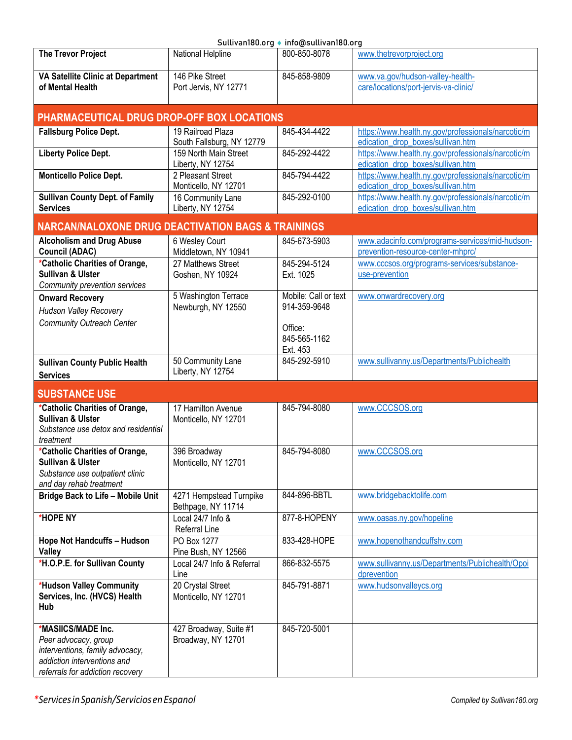| | | | |
|---|---|---|---|
| **The Trevor Project** | National Helpline | 800-850-8078 | www.thetrevorproject.org |
| **VA Satellite Clinic at Department of Mental Health** | 146 Pike Street<br>Port Jervis, NY 12771 | 845-858-9809 | www.va.gov/hudson-valley-health-care/locations/port-jervis-va-clinic/ |
| **PHARMACEUTICAL DRUG DROP-OFF BOX LOCATIONS** | | | |
| **Fallsburg Police Dept.** | 19 Railroad Plaza<br>South Fallsburg, NY 12779 | 845-434-4422 | https://www.health.ny.gov/professionals/narcotic/medication_drop_boxes/sullivan.htm |
| **Liberty Police Dept.** | 159 North Main Street<br>Liberty, NY 12754 | 845-292-4422 | https://www.health.ny.gov/professionals/narcotic/medication_drop_boxes/sullivan.htm |
| **Monticello Police Dept.** | 2 Pleasant Street<br>Monticello, NY 12701 | 845-794-4422 | https://www.health.ny.gov/professionals/narcotic/medication_drop_boxes/sullivan.htm |
| **Sullivan County Dept. of Family Services** | 16 Community Lane<br>Liberty, NY 12754 | 845-292-0100 | https://www.health.ny.gov/professionals/narcotic/medication_drop_boxes/sullivan.htm |
| **NARCAN/NALOXONE DRUG DEACTIVATION BAGS & TRAININGS** | | | |
| **Alcoholism and Drug Abuse Council (ADAC)** | 6 Wesley Court<br>Middletown, NY 10941 | 845-673-5903 | www.adacinfo.com/programs-services/mid-hudson-prevention-resource-center-mhprc/ |
| ***Catholic Charities of Orange, Sullivan & Ulster**<br>*Community prevention services* | 27 Matthews Street<br>Goshen, NY 10924 | 845-294-5124<br>Ext. 1025 | www.cccsos.org/programs-services/substance-use-prevention |
| **Onward Recovery**<br>*Hudson Valley Recovery Community Outreach Center* | 5 Washington Terrace<br>Newburgh, NY 12550 | Mobile: Call or text 914-359-9648<br><br>Office:<br>845-565-1162<br>Ext. 453 | www.onwardrecovery.org |
| **Sullivan County Public Health Services** | 50 Community Lane<br>Liberty, NY 12754 | 845-292-5910 | www.sullivanny.us/Departments/Publichealth |
| **SUBSTANCE USE** | | | |
| ***Catholic Charities of Orange, Sullivan & Ulster**<br>*Substance use detox and residential treatment* | 17 Hamilton Avenue<br>Monticello, NY 12701 | 845-794-8080 | www.CCCSOS.org |
| ***Catholic Charities of Orange, Sullivan & Ulster**<br>*Substance use outpatient clinic and day rehab treatment* | 396 Broadway<br>Monticello, NY 12701 | 845-794-8080 | www.CCCSOS.org |
| **Bridge Back to Life – Mobile Unit** | 4271 Hempstead Turnpike<br>Bethpage, NY 11714 | 844-896-BBTL | www.bridgebacktolife.com |
| ***HOPE NY** | Local 24/7 Info & Referral Line | 877-8-HOPENY | www.oasas.ny.gov/hopeline |
| **Hope Not Handcuffs – Hudson Valley** | PO Box 1277<br>Pine Bush, NY 12566 | 833-428-HOPE | www.hopenothandcuffshv.com |
| ***H.O.P.E. for Sullivan County** | Local 24/7 Info & Referral Line | 866-832-5575 | www.sullivanny.us/Departments/Publichealth/Opoidprevention |
| ***Hudson Valley Community Services, Inc. (HVCS) Health Hub** | 20 Crystal Street<br>Monticello, NY 12701 | 845-791-8871 | www.hudsonvalleycs.org |
| ***MASIICS/MADE Inc.**<br>*Peer advocacy, group interventions, family advocacy, addiction interventions and referrals for addiction recovery* | 427 Broadway, Suite #1<br>Broadway, NY 12701 | 845-720-5001 | |

*Services in Spanish/Servicios en Espanol

Compiled by Sullivan180.org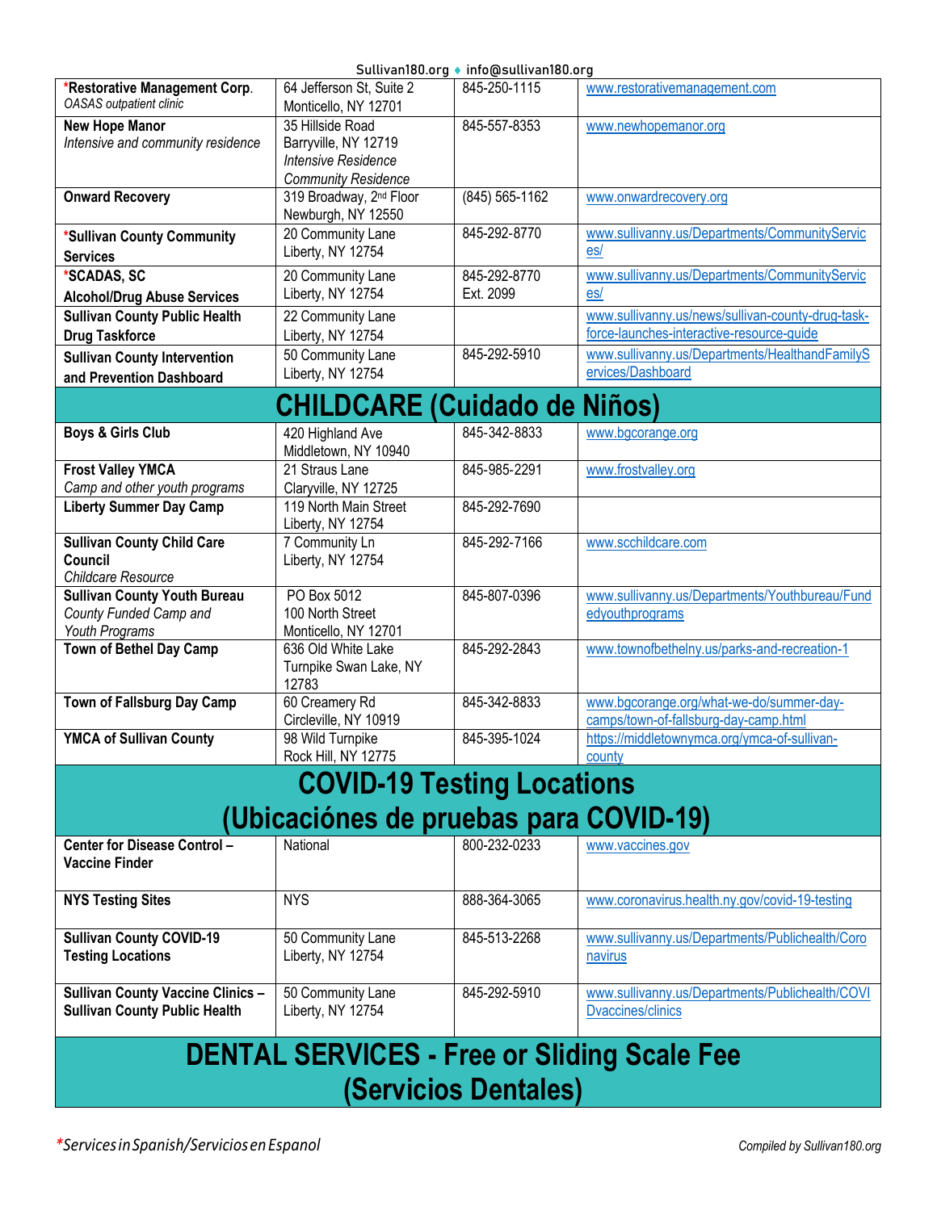| | | | |
|---|---|---|---|
| ***Restorative Management Corp.**<br>*OASAS outpatient clinic* | 64 Jefferson St, Suite 2<br>Monticello, NY 12701 | 845-250-1115 | www.restorativemanagement.com |
| **New Hope Manor**<br>*Intensive and community residence* | 35 Hillside Road<br>Barryville, NY 12719<br>*Intensive Residence*<br>*Community Residence* | 845-557-8353 | www.newhopemanor.org |
| **Onward Recovery** | 319 Broadway, 2nd Floor<br>Newburgh, NY 12550 | (845) 565-1162 | www.onwardrecovery.org |
| ***Sullivan County Community Services** | 20 Community Lane<br>Liberty, NY 12754 | 845-292-8770 | www.sullivanny.us/Departments/CommunityServices/ |
| ***SCADAS, SC**<br>**Alcohol/Drug Abuse Services** | 20 Community Lane<br>Liberty, NY 12754 | 845-292-8770<br>Ext. 2099 | www.sullivanny.us/Departments/CommunityServices/ |
| **Sullivan County Public Health Drug Taskforce** | 22 Community Lane<br>Liberty, NY 12754 | | www.sullivanny.us/news/sullivan-county-drug-task-force-launches-interactive-resource-guide |
| **Sullivan County Intervention and Prevention Dashboard** | 50 Community Lane<br>Liberty, NY 12754 | 845-292-5910 | www.sullivanny.us/Departments/HealthandFamilyServices/Dashboard |

# CHILDCARE (Cuidado de Niños)

| | | | |
|---|---|---|---|
| **Boys & Girls Club** | 420 Highland Ave<br>Middletown, NY 10940 | 845-342-8833 | www.bgcorange.org |
| **Frost Valley YMCA**<br>*Camp and other youth programs* | 21 Straus Lane<br>Claryville, NY 12725 | 845-985-2291 | www.frostvalley.org |
| **Liberty Summer Day Camp** | 119 North Main Street<br>Liberty, NY 12754 | 845-292-7690 | |
| **Sullivan County Child Care Council**<br>*Childcare Resource* | 7 Community Ln<br>Liberty, NY 12754 | 845-292-7166 | www.scchildcare.com |
| **Sullivan County Youth Bureau**<br>*County Funded Camp and Youth Programs* | PO Box 5012<br>100 North Street<br>Monticello, NY 12701 | 845-807-0396 | www.sullivanny.us/Departments/Youthbureau/Fundedyouthprograms |
| **Town of Bethel Day Camp** | 636 Old White Lake Turnpike Swan Lake, NY 12783 | 845-292-2843 | www.townofbethelny.us/parks-and-recreation-1 |
| **Town of Fallsburg Day Camp** | 60 Creamery Rd<br>Circleville, NY 10919 | 845-342-8833 | www.bgcorange.org/what-we-do/summer-day-camps/town-of-fallsburg-day-camp.html |
| **YMCA of Sullivan County** | 98 Wild Turnpike<br>Rock Hill, NY 12775 | 845-395-1024 | https://middletownymca.org/ymca-of-sullivan-county |

# COVID-19 Testing Locations (Ubicaciónes de pruebas para COVID-19)

| | | | |
|---|---|---|---|
| **Center for Disease Control – Vaccine Finder** | National | 800-232-0233 | www.vaccines.gov |
| **NYS Testing Sites** | NYS | 888-364-3065 | www.coronavirus.health.ny.gov/covid-19-testing |
| **Sullivan County COVID-19 Testing Locations** | 50 Community Lane<br>Liberty, NY 12754 | 845-513-2268 | www.sullivanny.us/Departments/Publichealth/Coronavirus |
| **Sullivan County Vaccine Clinics – Sullivan County Public Health** | 50 Community Lane<br>Liberty, NY 12754 | 845-292-5910 | www.sullivanny.us/Departments/Publichealth/COVIDvaccines/clinics |

# DENTAL SERVICES - Free or Sliding Scale Fee (Servicios Dentales)

*Services in Spanish/Servicios en Espanol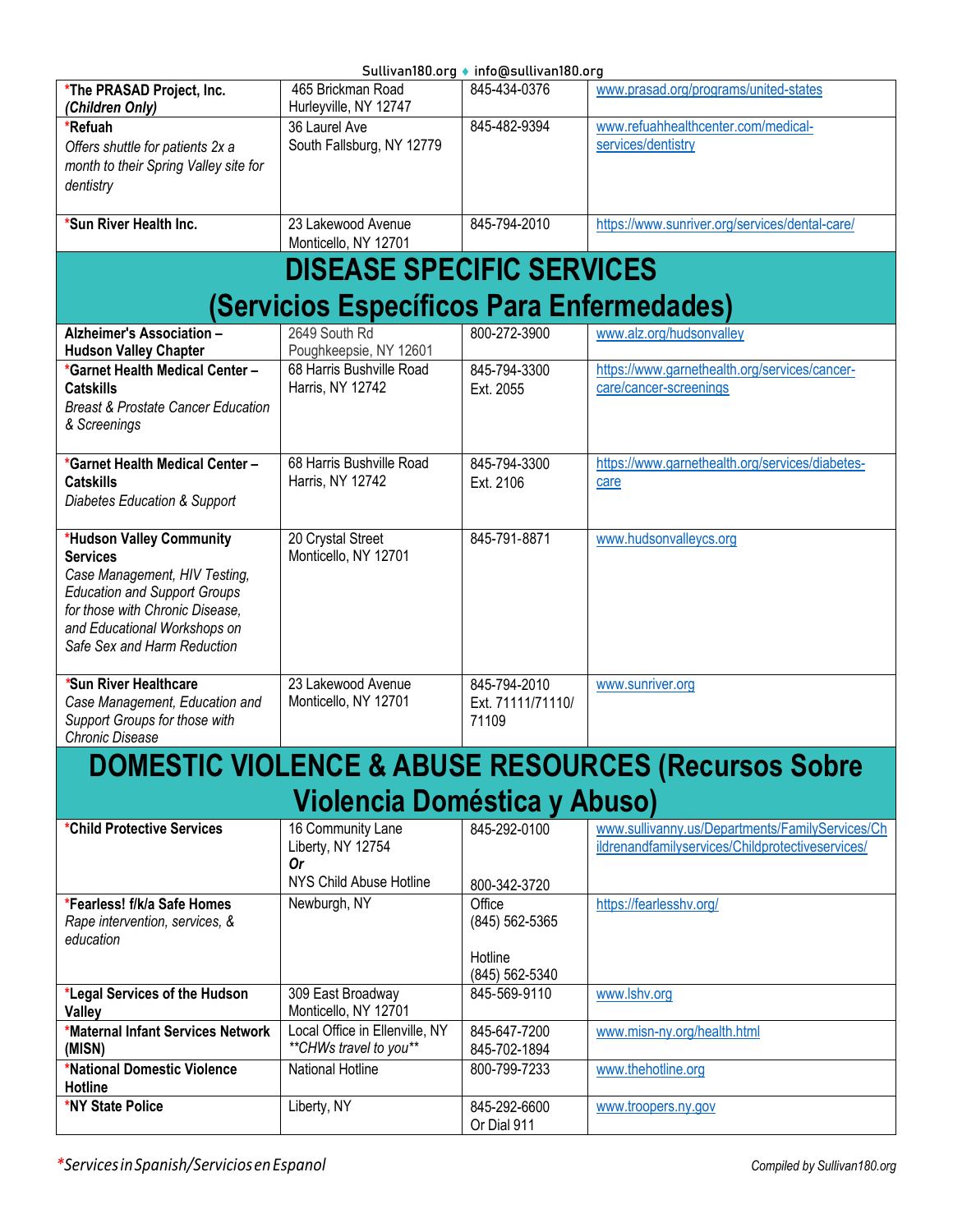| | | | |
|---|---|---|---|
| ***The PRASAD Project, Inc.** ***(Children Only)*** | 465 Brickman Road Hurleyville, NY 12747 | 845-434-0376 | www.prasad.org/programs/united-states |
| ***Refuah** *Offers shuttle for patients 2x a month to their Spring Valley site for dentistry* | 36 Laurel Ave South Fallsburg, NY 12779 | 845-482-9394 | www.refuahhealthcenter.com/medical-services/dentistry |
| ***Sun River Health Inc.** | 23 Lakewood Avenue Monticello, NY 12701 | 845-794-2010 | https://www.sunriver.org/services/dental-care/ |

# DISEASE SPECIFIC SERVICES (Servicios Específicos Para Enfermedades)

| | | | |
|---|---|---|---|
| **Alzheimer's Association – Hudson Valley Chapter** | 2649 South Rd Poughkeepsie, NY 12601 | 800-272-3900 | www.alz.org/hudsonvalley |
| ***Garnet Health Medical Center – Catskills** *Breast & Prostate Cancer Education & Screenings* | 68 Harris Bushville Road Harris, NY 12742 | 845-794-3300 Ext. 2055 | https://www.garnethealth.org/services/cancer-care/cancer-screenings |
| ***Garnet Health Medical Center – Catskills** *Diabetes Education & Support* | 68 Harris Bushville Road Harris, NY 12742 | 845-794-3300 Ext. 2106 | https://www.garnethealth.org/services/diabetes-care |
| ***Hudson Valley Community Services** *Case Management, HIV Testing, Education and Support Groups for those with Chronic Disease, and Educational Workshops on Safe Sex and Harm Reduction* | 20 Crystal Street Monticello, NY 12701 | 845-791-8871 | www.hudsonvalleycs.org |
| ***Sun River Healthcare** *Case Management, Education and Support Groups for those with Chronic Disease* | 23 Lakewood Avenue Monticello, NY 12701 | 845-794-2010 Ext. 71111/71110/ 71109 | www.sunriver.org |

# DOMESTIC VIOLENCE & ABUSE RESOURCES (Recursos Sobre Violencia Doméstica y Abuso)

| | | | |
|---|---|---|---|
| ***Child Protective Services** | 16 Community Lane Liberty, NY 12754 ***Or*** NYS Child Abuse Hotline | 845-292-0100 800-342-3720 | www.sullivanny.us/Departments/FamilyServices/Childrenandfamilyservices/Childprotectiveservices/ |
| ***Fearless! f/k/a Safe Homes** *Rape intervention, services, & education* | Newburgh, NY | Office (845) 562-5365 Hotline (845) 562-5340 | https://fearlesshv.org/ |
| ***Legal Services of the Hudson Valley** | 309 East Broadway Monticello, NY 12701 | 845-569-9110 | www.lshv.org |
| ***Maternal Infant Services Network (MISN)** | Local Office in Ellenville, NY *\*\*CHWs travel to you\*\** | 845-647-7200 845-702-1894 | www.misn-ny.org/health.html |
| ***National Domestic Violence Hotline** | National Hotline | 800-799-7233 | www.thehotline.org |
| ***NY State Police** | Liberty, NY | 845-292-6600 Or Dial 911 | www.troopers.ny.gov |

*\*Services in Spanish/Servicios en Espanol*

*Compiled by Sullivan180.org*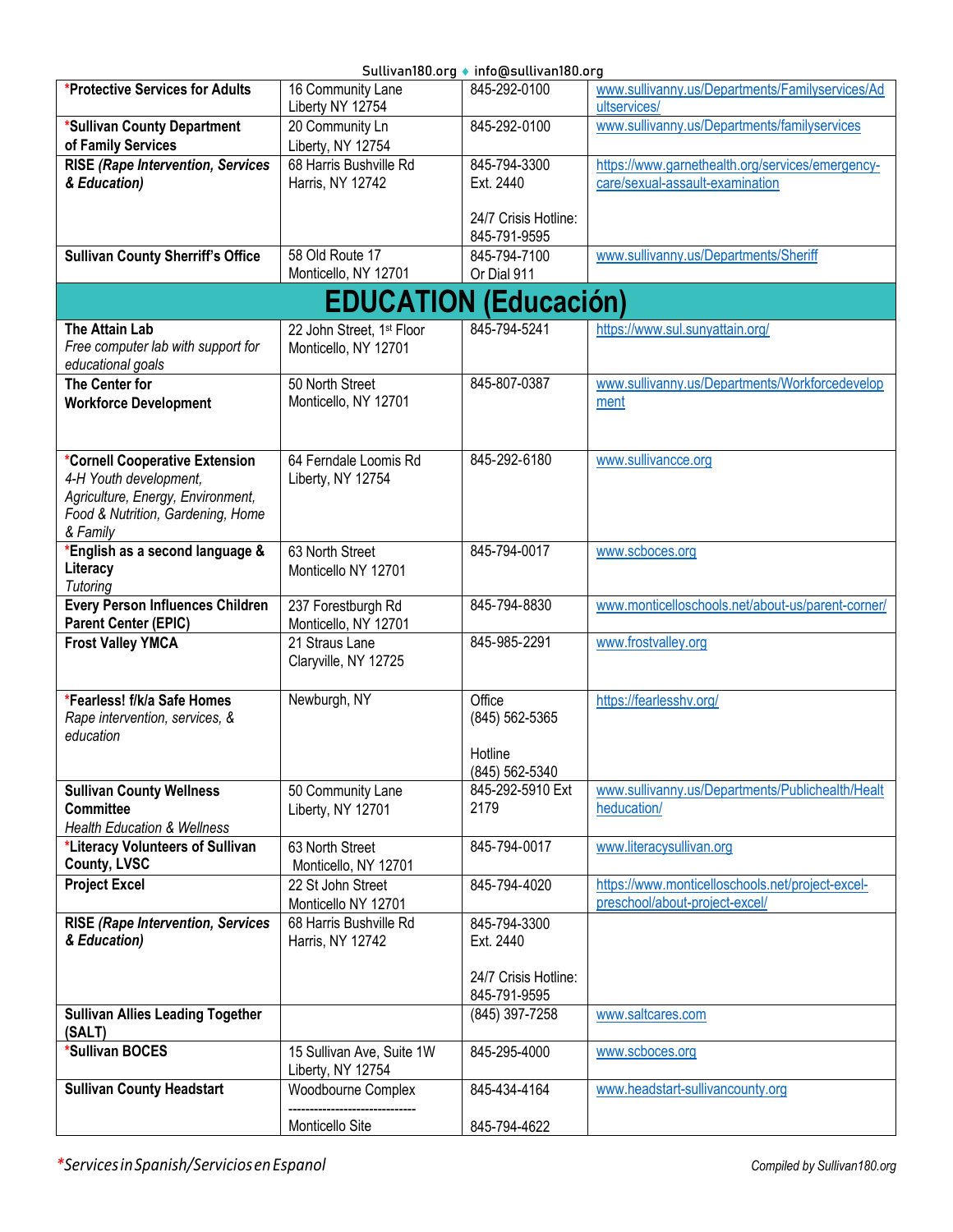| | | | |
|---|---|---|---|
| ***Protective Services for Adults** | 16 Community Lane<br>Liberty NY 12754 | 845-292-0100 | www.sullivanny.us/Departments/Familyservices/Adultservices/ |
| ***Sullivan County Department of Family Services** | 20 Community Ln<br>Liberty, NY 12754 | 845-292-0100 | www.sullivanny.us/Departments/familyservices |
| **RISE *(Rape Intervention, Services & Education)*** | 68 Harris Bushville Rd<br>Harris, NY 12742 | 845-794-3300<br>Ext. 2440<br><br>24/7 Crisis Hotline:<br>845-791-9595 | https://www.garnethealth.org/services/emergency-care/sexual-assault-examination |
| **Sullivan County Sherriff's Office** | 58 Old Route 17<br>Monticello, NY 12701 | 845-794-7100<br>Or Dial 911 | www.sullivanny.us/Departments/Sheriff |
| **EDUCATION (Educación)** | | | |
| **The Attain Lab**<br>*Free computer lab with support for educational goals* | 22 John Street, 1st Floor<br>Monticello, NY 12701 | 845-794-5241 | https://www.sul.sunyattain.org/ |
| **The Center for Workforce Development** | 50 North Street<br>Monticello, NY 12701 | 845-807-0387 | www.sullivanny.us/Departments/Workforcedevelopment |
| ***Cornell Cooperative Extension**<br>*4-H Youth development, Agriculture, Energy, Environment, Food & Nutrition, Gardening, Home & Family* | 64 Ferndale Loomis Rd<br>Liberty, NY 12754 | 845-292-6180 | www.sullivancce.org |
| ***English as a second language & Literacy**<br>*Tutoring* | 63 North Street<br>Monticello NY 12701 | 845-794-0017 | www.scboces.org |
| **Every Person Influences Children Parent Center (EPIC)** | 237 Forestburgh Rd<br>Monticello, NY 12701 | 845-794-8830 | www.monticelloschools.net/about-us/parent-corner/ |
| **Frost Valley YMCA** | 21 Straus Lane<br>Claryville, NY 12725 | 845-985-2291 | www.frostvalley.org |
| ***Fearless! f/k/a Safe Homes**<br>*Rape intervention, services, & education* | Newburgh, NY | Office<br>(845) 562-5365<br><br>Hotline<br>(845) 562-5340 | https://fearlesshv.org/ |
| **Sullivan County Wellness Committee**<br>*Health Education & Wellness* | 50 Community Lane<br>Liberty, NY 12701 | 845-292-5910 Ext 2179 | www.sullivanny.us/Departments/Publichealth/Healtheducation/ |
| ***Literacy Volunteers of Sullivan County, LVSC** | 63 North Street<br>Monticello, NY 12701 | 845-794-0017 | www.literacysullivan.org |
| **Project Excel** | 22 St John Street<br>Monticello NY 12701 | 845-794-4020 | https://www.monticelloschools.net/project-excel-preschool/about-project-excel/ |
| **RISE *(Rape Intervention, Services & Education)*** | 68 Harris Bushville Rd<br>Harris, NY 12742 | 845-794-3300<br>Ext. 2440<br><br>24/7 Crisis Hotline:<br>845-791-9595 | |
| **Sullivan Allies Leading Together (SALT)** | | (845) 397-7258 | www.saltcares.com |
| ***Sullivan BOCES** | 15 Sullivan Ave, Suite 1W<br>Liberty, NY 12754 | 845-295-4000 | www.scboces.org |
| **Sullivan County Headstart** | Woodbourne Complex<br>------------------------------<br>Monticello Site | 845-434-4164<br><br>845-794-4622 | www.headstart-sullivancounty.org |

**\***Services in Spanish/Servicios en Espanol

Compiled by Sullivan180.org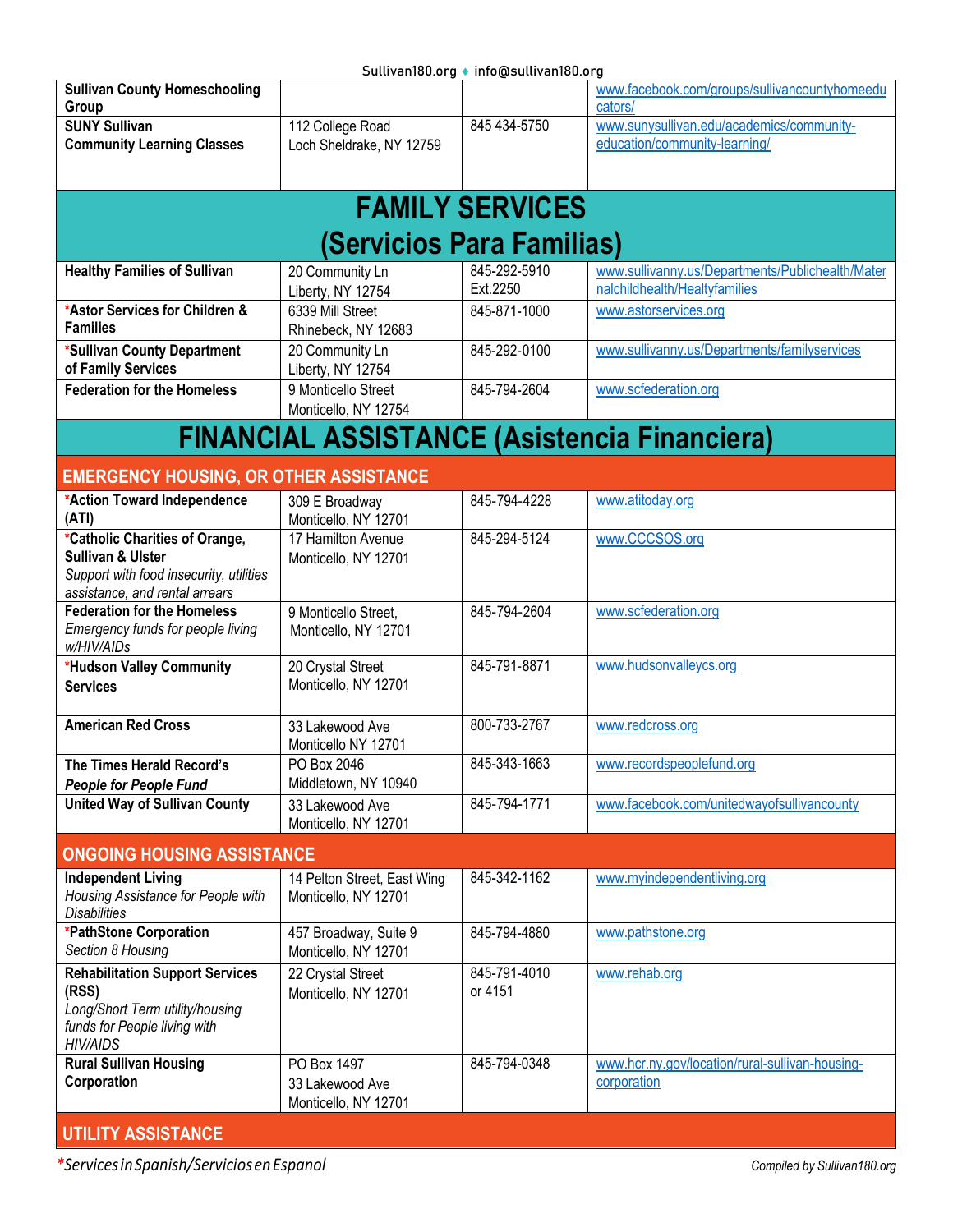| | | | |
|---|---|---|---|
| **Sullivan County Homeschooling Group** | | | www.facebook.com/groups/sullivancountyhomeeducators/ |
| **SUNY Sullivan Community Learning Classes** | 112 College Road Loch Sheldrake, NY 12759 | 845 434-5750 | www.sunysullivan.edu/academics/community-education/community-learning/ |

## FAMILY SERVICES (Servicios Para Familias)

| | | | |
|---|---|---|---|
| **Healthy Families of Sullivan** | 20 Community Ln Liberty, NY 12754 | 845-292-5910 Ext.2250 | www.sullivanny.us/Departments/Publichealth/Maternalchildhealth/Healtyfamilies |
| ***Astor Services for Children & Families** | 6339 Mill Street Rhinebeck, NY 12683 | 845-871-1000 | www.astorservices.org |
| ***Sullivan County Department of Family Services** | 20 Community Ln Liberty, NY 12754 | 845-292-0100 | www.sullivanny.us/Departments/familyservices |
| **Federation for the Homeless** | 9 Monticello Street Monticello, NY 12754 | 845-794-2604 | www.scfederation.org |

## FINANCIAL ASSISTANCE (Asistencia Financiera)

### EMERGENCY HOUSING, OR OTHER ASSISTANCE

| | | | |
|---|---|---|---|
| ***Action Toward Independence (ATI)** | 309 E Broadway Monticello, NY 12701 | 845-794-4228 | www.atitoday.org |
| ***Catholic Charities of Orange, Sullivan & Ulster** *Support with food insecurity, utilities assistance, and rental arrears* | 17 Hamilton Avenue Monticello, NY 12701 | 845-294-5124 | www.CCCSOS.org |
| **Federation for the Homeless** *Emergency funds for people living w/HIV/AIDs* | 9 Monticello Street, Monticello, NY 12701 | 845-794-2604 | www.scfederation.org |
| ***Hudson Valley Community Services** | 20 Crystal Street Monticello, NY 12701 | 845-791-8871 | www.hudsonvalleycs.org |
| **American Red Cross** | 33 Lakewood Ave Monticello NY 12701 | 800-733-2767 | www.redcross.org |
| **The Times Herald Record's *People for People Fund*** | PO Box 2046 Middletown, NY 10940 | 845-343-1663 | www.recordspeoplefund.org |
| **United Way of Sullivan County** | 33 Lakewood Ave Monticello, NY 12701 | 845-794-1771 | www.facebook.com/unitedwayofsullivancounty |

### ONGOING HOUSING ASSISTANCE

| | | | |
|---|---|---|---|
| **Independent Living** *Housing Assistance for People with Disabilities* | 14 Pelton Street, East Wing Monticello, NY 12701 | 845-342-1162 | www.myindependentliving.org |
| ***PathStone Corporation** *Section 8 Housing* | 457 Broadway, Suite 9 Monticello, NY 12701 | 845-794-4880 | www.pathstone.org |
| **Rehabilitation Support Services (RSS)** *Long/Short Term utility/housing funds for People living with HIV/AIDS* | 22 Crystal Street Monticello, NY 12701 | 845-791-4010 or 4151 | www.rehab.org |
| **Rural Sullivan Housing Corporation** | PO Box 1497 33 Lakewood Ave Monticello, NY 12701 | 845-794-0348 | www.hcr.ny.gov/location/rural-sullivan-housing-corporation |

### UTILITY ASSISTANCE

**Services in Spanish/Servicios en Espanol*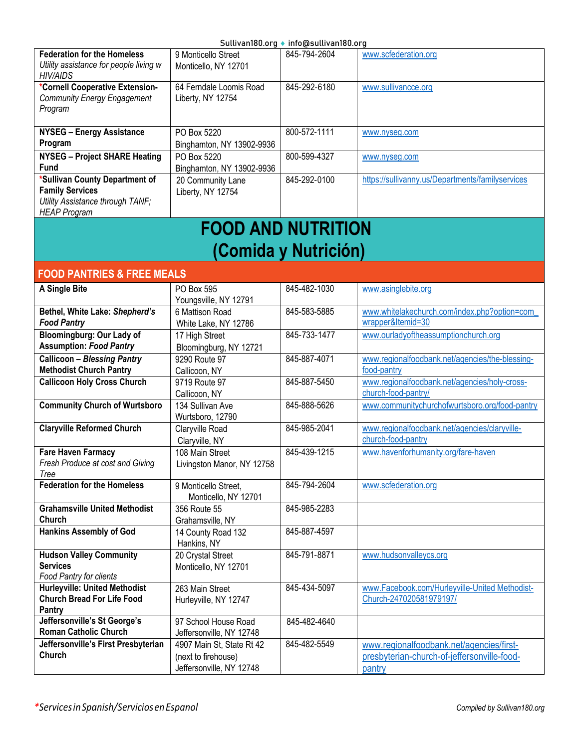| | | | |
|---|---|---|---|
| **Federation for the Homeless** *Utility assistance for people living w HIV/AIDS* | 9 Monticello Street Monticello, NY 12701 | 845-794-2604 | www.scfederation.org |
| ***Cornell Cooperative Extension-** *Community Energy Engagement Program* | 64 Ferndale Loomis Road Liberty, NY 12754 | 845-292-6180 | www.sullivancce.org |
| **NYSEG – Energy Assistance Program** | PO Box 5220 Binghamton, NY 13902-9936 | 800-572-1111 | www.nyseg.com |
| **NYSEG – Project SHARE Heating Fund** | PO Box 5220 Binghamton, NY 13902-9936 | 800-599-4327 | www.nyseg.com |
| ***Sullivan County Department of Family Services** *Utility Assistance through TANF; HEAP Program* | 20 Community Lane Liberty, NY 12754 | 845-292-0100 | https://sullivanny.us/Departments/familyservices |

# FOOD AND NUTRITION (Comida y Nutrición)

## FOOD PANTRIES & FREE MEALS

| | | | |
|---|---|---|---|
| **A Single Bite** | PO Box 595 Youngsville, NY 12791 | 845-482-1030 | www.asinglebite.org |
| **Bethel, White Lake: *Shepherd's Food Pantry*** | 6 Mattison Road White Lake, NY 12786 | 845-583-5885 | www.whitelakechurch.com/index.php?option=com_wrapper&Itemid=30 |
| **Bloomingburg: Our Lady of Assumption: *Food Pantry*** | 17 High Street Bloomingburg, NY 12721 | 845-733-1477 | www.ourladyoftheassumptionchurch.org |
| **Callicoon – *Blessing Pantry* Methodist Church Pantry** | 9290 Route 97 Callicoon, NY | 845-887-4071 | www.regionalfoodbank.net/agencies/the-blessing-food-pantry |
| **Callicoon Holy Cross Church** | 9719 Route 97 Callicoon, NY | 845-887-5450 | www.regionalfoodbank.net/agencies/holy-cross-church-food-pantry/ |
| **Community Church of Wurtsboro** | 134 Sullivan Ave Wurtsboro, 12790 | 845-888-5626 | www.communitychurchofwurtsboro.org/food-pantry |
| **Claryville Reformed Church** | Claryville Road Claryville, NY | 845-985-2041 | www.regionalfoodbank.net/agencies/claryville-church-food-pantry |
| **Fare Haven Farmacy** *Fresh Produce at cost and Giving Tree* | 108 Main Street Livingston Manor, NY 12758 | 845-439-1215 | www.havenforhumanity.org/fare-haven |
| **Federation for the Homeless** | 9 Monticello Street, Monticello, NY 12701 | 845-794-2604 | www.scfederation.org |
| **Grahamsville United Methodist Church** | 356 Route 55 Grahamsville, NY | 845-985-2283 | |
| **Hankins Assembly of God** | 14 County Road 132 Hankins, NY | 845-887-4597 | |
| **Hudson Valley Community Services** *Food Pantry for clients* | 20 Crystal Street Monticello, NY 12701 | 845-791-8871 | www.hudsonvalleycs.org |
| **Hurleyville: United Methodist Church Bread For Life Food Pantry** | 263 Main Street Hurleyville, NY 12747 | 845-434-5097 | www.Facebook.com/Hurleyville-United Methodist-Church-247020581979197/ |
| **Jeffersonville's St George's Roman Catholic Church** | 97 School House Road Jeffersonville, NY 12748 | 845-482-4640 | |
| **Jeffersonville's First Presbyterian Church** | 4907 Main St, State Rt 42 (next to firehouse) Jeffersonville, NY 12748 | 845-482-5549 | www.regionalfoodbank.net/agencies/first-presbyterian-church-of-jeffersonville-food-pantry |

*Services in Spanish/Servicios en Espanol

Compiled by Sullivan180.org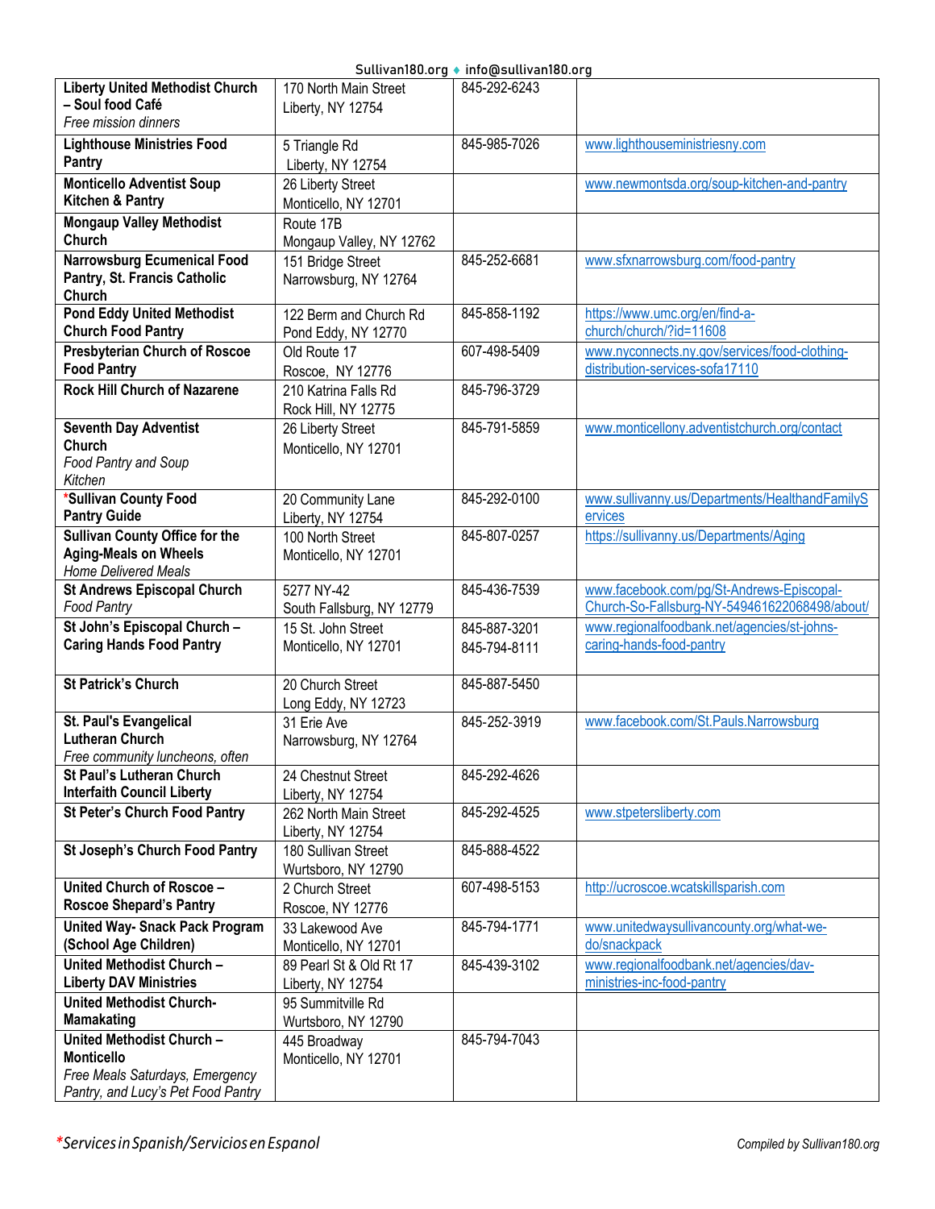| | | | |
|---|---|---|---|
| **Liberty United Methodist Church – Soul food Café**<br>*Free mission dinners* | 170 North Main Street<br>Liberty, NY 12754 | 845-292-6243 | |
| **Lighthouse Ministries Food Pantry** | 5 Triangle Rd<br>Liberty, NY 12754 | 845-985-7026 | www.lighthouseministriesny.com |
| **Monticello Adventist Soup Kitchen & Pantry** | 26 Liberty Street<br>Monticello, NY 12701 | | www.newmontsda.org/soup-kitchen-and-pantry |
| **Mongaup Valley Methodist Church** | Route 17B<br>Mongaup Valley, NY 12762 | | |
| **Narrowsburg Ecumenical Food Pantry, St. Francis Catholic Church** | 151 Bridge Street<br>Narrowsburg, NY 12764 | 845-252-6681 | www.sfxnarrowsburg.com/food-pantry |
| **Pond Eddy United Methodist Church Food Pantry** | 122 Berm and Church Rd<br>Pond Eddy, NY 12770 | 845-858-1192 | https://www.umc.org/en/find-a-church/church/?id=11608 |
| **Presbyterian Church of Roscoe Food Pantry** | Old Route 17<br>Roscoe, NY 12776 | 607-498-5409 | www.nyconnects.ny.gov/services/food-clothing-distribution-services-sofa17110 |
| **Rock Hill Church of Nazarene** | 210 Katrina Falls Rd<br>Rock Hill, NY 12775 | 845-796-3729 | |
| **Seventh Day Adventist Church**<br>*Food Pantry and Soup Kitchen* | 26 Liberty Street<br>Monticello, NY 12701 | 845-791-5859 | www.monticellony.adventistchurch.org/contact |
| ***Sullivan County Food Pantry Guide** | 20 Community Lane<br>Liberty, NY 12754 | 845-292-0100 | www.sullivanny.us/Departments/HealthandFamilyServices |
| **Sullivan County Office for the Aging-Meals on Wheels**<br>*Home Delivered Meals* | 100 North Street<br>Monticello, NY 12701 | 845-807-0257 | https://sullivanny.us/Departments/Aging |
| **St Andrews Episcopal Church**<br>*Food Pantry* | 5277 NY-42<br>South Fallsburg, NY 12779 | 845-436-7539 | www.facebook.com/pg/St-Andrews-Episcopal-Church-So-Fallsburg-NY-549461622068498/about/ |
| **St John's Episcopal Church – Caring Hands Food Pantry** | 15 St. John Street<br>Monticello, NY 12701 | 845-887-3201<br>845-794-8111 | www.regionalfoodbank.net/agencies/st-johns-caring-hands-food-pantry |
| **St Patrick's Church** | 20 Church Street<br>Long Eddy, NY 12723 | 845-887-5450 | |
| **St. Paul's Evangelical Lutheran Church**<br>*Free community luncheons, often* | 31 Erie Ave<br>Narrowsburg, NY 12764 | 845-252-3919 | www.facebook.com/St.Pauls.Narrowsburg |
| **St Paul's Lutheran Church Interfaith Council Liberty** | 24 Chestnut Street<br>Liberty, NY 12754 | 845-292-4626 | |
| **St Peter's Church Food Pantry** | 262 North Main Street<br>Liberty, NY 12754 | 845-292-4525 | www.stpetersliberty.com |
| **St Joseph's Church Food Pantry** | 180 Sullivan Street<br>Wurtsboro, NY 12790 | 845-888-4522 | |
| **United Church of Roscoe – Roscoe Shepard's Pantry** | 2 Church Street<br>Roscoe, NY 12776 | 607-498-5153 | http://ucroscoe.wcatskillsparish.com |
| **United Way- Snack Pack Program (School Age Children)** | 33 Lakewood Ave<br>Monticello, NY 12701 | 845-794-1771 | www.unitedwaysullivancounty.org/what-we-do/snackpack |
| **United Methodist Church – Liberty DAV Ministries** | 89 Pearl St & Old Rt 17<br>Liberty, NY 12754 | 845-439-3102 | www.regionalfoodbank.net/agencies/dav-ministries-inc-food-pantry |
| **United Methodist Church-Mamakating** | 95 Summitville Rd<br>Wurtsboro, NY 12790 | | |
| **United Methodist Church – Monticello**<br>*Free Meals Saturdays, Emergency Pantry, and Lucy's Pet Food Pantry* | 445 Broadway<br>Monticello, NY 12701 | 845-794-7043 | |

**Services in Spanish/Servicios en Espanol*

Compiled by Sullivan180.org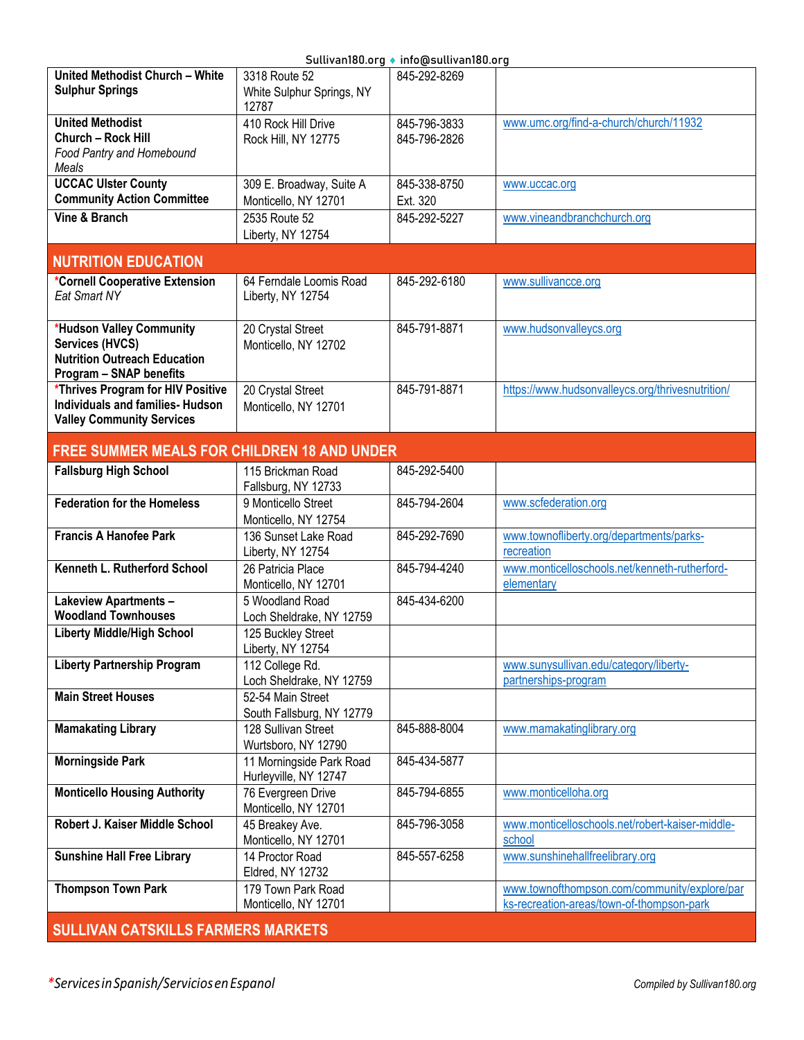| | | | |
|---|---|---|---|
| **United Methodist Church – White Sulphur Springs** | 3318 Route 52<br>White Sulphur Springs, NY 12787 | 845-292-8269 | |
| **United Methodist Church – Rock Hill**<br>*Food Pantry and Homebound Meals* | 410 Rock Hill Drive<br>Rock Hill, NY 12775 | 845-796-3833<br>845-796-2826 | www.umc.org/find-a-church/church/11932 |
| **UCCAC Ulster County Community Action Committee** | 309 E. Broadway, Suite A<br>Monticello, NY 12701 | 845-338-8750<br>Ext. 320 | www.uccac.org |
| **Vine & Branch** | 2535 Route 52<br>Liberty, NY 12754 | 845-292-5227 | www.vineandbranchchurch.org |
| **NUTRITION EDUCATION** | | | |
| ***Cornell Cooperative Extension**<br>*Eat Smart NY* | 64 Ferndale Loomis Road<br>Liberty, NY 12754 | 845-292-6180 | www.sullivancce.org |
| ***Hudson Valley Community Services (HVCS)**<br>**Nutrition Outreach Education Program – SNAP benefits** | 20 Crystal Street<br>Monticello, NY 12702 | 845-791-8871 | www.hudsonvalleycs.org |
| ***Thrives Program for HIV Positive Individuals and families- Hudson Valley Community Services** | 20 Crystal Street<br>Monticello, NY 12701 | 845-791-8871 | https://www.hudsonvalleycs.org/thrivesnutrition/ |
| **FREE SUMMER MEALS FOR CHILDREN 18 AND UNDER** | | | |
| **Fallsburg High School** | 115 Brickman Road<br>Fallsburg, NY 12733 | 845-292-5400 | |
| **Federation for the Homeless** | 9 Monticello Street<br>Monticello, NY 12754 | 845-794-2604 | www.scfederation.org |
| **Francis A Hanofee Park** | 136 Sunset Lake Road<br>Liberty, NY 12754 | 845-292-7690 | www.townofliberty.org/departments/parks-recreation |
| **Kenneth L. Rutherford School** | 26 Patricia Place<br>Monticello, NY 12701 | 845-794-4240 | www.monticelloschools.net/kenneth-rutherford-elementary |
| **Lakeview Apartments – Woodland Townhouses** | 5 Woodland Road<br>Loch Sheldrake, NY 12759 | 845-434-6200 | |
| **Liberty Middle/High School** | 125 Buckley Street<br>Liberty, NY 12754 | | |
| **Liberty Partnership Program** | 112 College Rd.<br>Loch Sheldrake, NY 12759 | | www.sunysullivan.edu/category/liberty-partnerships-program |
| **Main Street Houses** | 52-54 Main Street<br>South Fallsburg, NY 12779 | | |
| **Mamakating Library** | 128 Sullivan Street<br>Wurtsboro, NY 12790 | 845-888-8004 | www.mamakatinglibrary.org |
| **Morningside Park** | 11 Morningside Park Road<br>Hurleyville, NY 12747 | 845-434-5877 | |
| **Monticello Housing Authority** | 76 Evergreen Drive<br>Monticello, NY 12701 | 845-794-6855 | www.monticelloha.org |
| **Robert J. Kaiser Middle School** | 45 Breakey Ave.<br>Monticello, NY 12701 | 845-796-3058 | www.monticelloschools.net/robert-kaiser-middle-school |
| **Sunshine Hall Free Library** | 14 Proctor Road<br>Eldred, NY 12732 | 845-557-6258 | www.sunshinehallfreelibrary.org |
| **Thompson Town Park** | 179 Town Park Road<br>Monticello, NY 12701 | | www.townofthompson.com/community/explore/parks-recreation-areas/town-of-thompson-park |
| **SULLIVAN CATSKILLS FARMERS MARKETS** | | | |

*Services in Spanish/Servicios en Espanol

*Compiled by Sullivan180.org*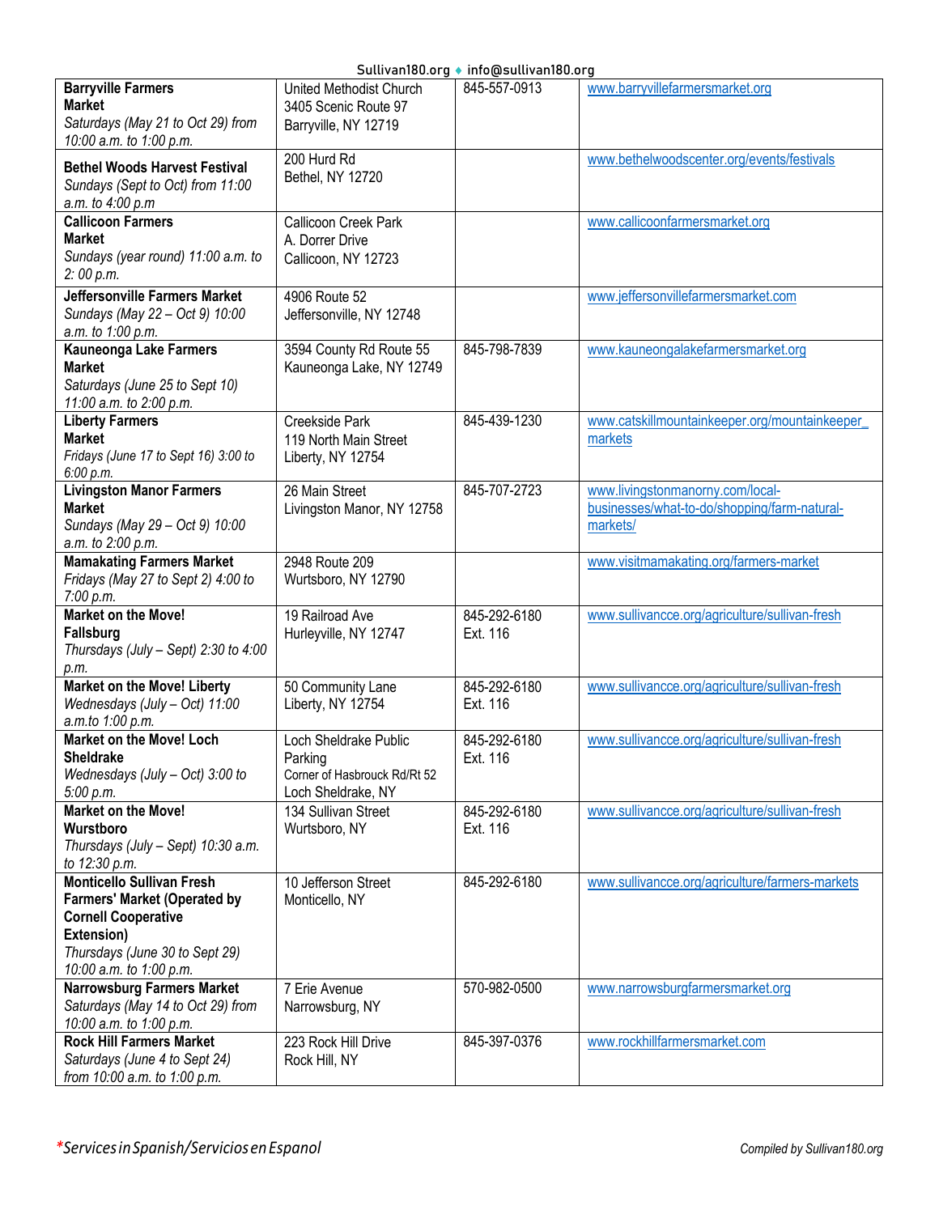| | | | |
|---|---|---|---|
| **Barryville Farmers Market** *Saturdays (May 21 to Oct 29) from 10:00 a.m. to 1:00 p.m.* | United Methodist Church 3405 Scenic Route 97 Barryville, NY 12719 | 845-557-0913 | www.barryvillefarmersmarket.org |
| **Bethel Woods Harvest Festival** *Sundays (Sept to Oct) from 11:00 a.m. to 4:00 p.m* | 200 Hurd Rd Bethel, NY 12720 | | www.bethelwoodscenter.org/events/festivals |
| **Callicoon Farmers Market** *Sundays (year round) 11:00 a.m. to 2: 00 p.m.* | Callicoon Creek Park A. Dorrer Drive Callicoon, NY 12723 | | www.callicoonfarmersmarket.org |
| **Jeffersonville Farmers Market** *Sundays (May 22 – Oct 9) 10:00 a.m. to 1:00 p.m.* | 4906 Route 52 Jeffersonville, NY 12748 | | www.jeffersonvillefarmersmarket.com |
| **Kauneonga Lake Farmers Market** *Saturdays (June 25 to Sept 10) 11:00 a.m. to 2:00 p.m.* | 3594 County Rd Route 55 Kauneonga Lake, NY 12749 | 845-798-7839 | www.kauneongalakefarmersmarket.org |
| **Liberty Farmers Market** *Fridays (June 17 to Sept 16) 3:00 to 6:00 p.m.* | Creekside Park 119 North Main Street Liberty, NY 12754 | 845-439-1230 | www.catskillmountainkeeper.org/mountainkeeper_markets |
| **Livingston Manor Farmers Market** *Sundays (May 29 – Oct 9) 10:00 a.m. to 2:00 p.m.* | 26 Main Street Livingston Manor, NY 12758 | 845-707-2723 | www.livingstonmanorny.com/local-businesses/what-to-do/shopping/farm-natural-markets/ |
| **Mamakating Farmers Market** *Fridays (May 27 to Sept 2) 4:00 to 7:00 p.m.* | 2948 Route 209 Wurtsboro, NY 12790 | | www.visitmamakating.org/farmers-market |
| **Market on the Move! Fallsburg** *Thursdays (July – Sept) 2:30 to 4:00 p.m.* | 19 Railroad Ave Hurleyville, NY 12747 | 845-292-6180 Ext. 116 | www.sullivancce.org/agriculture/sullivan-fresh |
| **Market on the Move! Liberty** *Wednesdays (July – Oct) 11:00 a.m.to 1:00 p.m.* | 50 Community Lane Liberty, NY 12754 | 845-292-6180 Ext. 116 | www.sullivancce.org/agriculture/sullivan-fresh |
| **Market on the Move! Loch Sheldrake** *Wednesdays (July – Oct) 3:00 to 5:00 p.m.* | Loch Sheldrake Public Parking Corner of Hasbrouck Rd/Rt 52 Loch Sheldrake, NY | 845-292-6180 Ext. 116 | www.sullivancce.org/agriculture/sullivan-fresh |
| **Market on the Move! Wurstboro** *Thursdays (July – Sept) 10:30 a.m. to 12:30 p.m.* | 134 Sullivan Street Wurtsboro, NY | 845-292-6180 Ext. 116 | www.sullivancce.org/agriculture/sullivan-fresh |
| **Monticello Sullivan Fresh Farmers' Market (Operated by Cornell Cooperative Extension)** *Thursdays (June 30 to Sept 29) 10:00 a.m. to 1:00 p.m.* | 10 Jefferson Street Monticello, NY | 845-292-6180 | www.sullivancce.org/agriculture/farmers-markets |
| **Narrowsburg Farmers Market** *Saturdays (May 14 to Oct 29) from 10:00 a.m. to 1:00 p.m.* | 7 Erie Avenue Narrowsburg, NY | 570-982-0500 | www.narrowsburgfarmersmarket.org |
| **Rock Hill Farmers Market** *Saturdays (June 4 to Sept 24) from 10:00 a.m. to 1:00 p.m.* | 223 Rock Hill Drive Rock Hill, NY | 845-397-0376 | www.rockhillfarmersmarket.com |

*\*Services in Spanish/Servicios en Espanol*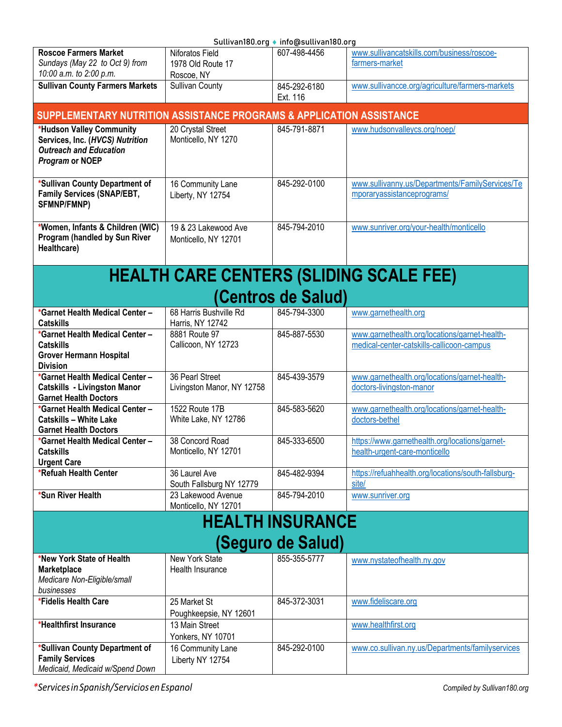| | | | |
|---|---|---|---|
| **Roscoe Farmers Market** *Sundays (May 22 to Oct 9) from 10:00 a.m. to 2:00 p.m.* | Niforatos Field 1978 Old Route 17 Roscoe, NY | 607-498-4456 | www.sullivancatskills.com/business/roscoe-farmers-market |
| **Sullivan County Farmers Markets** | Sullivan County | 845-292-6180 Ext. 116 | www.sullivancce.org/agriculture/farmers-markets |

## SUPPLEMENTARY NUTRITION ASSISTANCE PROGRAMS & APPLICATION ASSISTANCE

| | | | |
|---|---|---|---|
| ***Hudson Valley Community Services, Inc. (*HVCS) Nutrition Outreach and Education Program* or NOEP** | 20 Crystal Street Monticello, NY 1270 | 845-791-8871 | www.hudsonvalleycs.org/noep/ |
| ***Sullivan County Department of Family Services (SNAP/EBT, SFMNP/FMNP)** | 16 Community Lane Liberty, NY 12754 | 845-292-0100 | www.sullivanny.us/Departments/FamilyServices/Temporaryassistanceprograms/ |
| ***Women, Infants & Children (WIC) Program (handled by Sun River Healthcare)** | 19 & 23 Lakewood Ave Monticello, NY 12701 | 845-794-2010 | www.sunriver.org/your-health/monticello |

# HEALTH CARE CENTERS (SLIDING SCALE FEE) (Centros de Salud)

| | | | |
|---|---|---|---|
| ***Garnet Health Medical Center – Catskills** | 68 Harris Bushville Rd Harris, NY 12742 | 845-794-3300 | www.garnethealth.org |
| ***Garnet Health Medical Center – Catskills Grover Hermann Hospital Division** | 8881 Route 97 Callicoon, NY 12723 | 845-887-5530 | www.garnethealth.org/locations/garnet-health-medical-center-catskills-callicoon-campus |
| ***Garnet Health Medical Center – Catskills - Livingston Manor Garnet Health Doctors** | 36 Pearl Street Livingston Manor, NY 12758 | 845-439-3579 | www.garnethealth.org/locations/garnet-health-doctors-livingston-manor |
| ***Garnet Health Medical Center – Catskills – White Lake Garnet Health Doctors** | 1522 Route 17B White Lake, NY 12786 | 845-583-5620 | www.garnethealth.org/locations/garnet-health-doctors-bethel |
| ***Garnet Health Medical Center – Catskills Urgent Care** | 38 Concord Road Monticello, NY 12701 | 845-333-6500 | https://www.garnethealth.org/locations/garnet-health-urgent-care-monticello |
| ***Refuah Health Center** | 36 Laurel Ave South Fallsburg NY 12779 | 845-482-9394 | https://refuahhealth.org/locations/south-fallsburg-site/ |
| ***Sun River Health** | 23 Lakewood Avenue Monticello, NY 12701 | 845-794-2010 | www.sunriver.org |

# HEALTH INSURANCE (Seguro de Salud)

| | | | |
|---|---|---|---|
| ***New York State of Health Marketplace** *Medicare Non-Eligible/small businesses* | New York State Health Insurance | 855-355-5777 | www.nystateofhealth.ny.gov |
| ***Fidelis Health Care** | 25 Market St Poughkeepsie, NY 12601 | 845-372-3031 | www.fideliscare.org |
| ***Healthfirst Insurance** | 13 Main Street Yonkers, NY 10701 | | www.healthfirst.org |
| ***Sullivan County Department of Family Services** *Medicaid, Medicaid w/Spend Down* | 16 Community Lane Liberty NY 12754 | 845-292-0100 | www.co.sullivan.ny.us/Departments/familyservices |

*Services in Spanish/Servicios en Espanol

Compiled by Sullivan180.org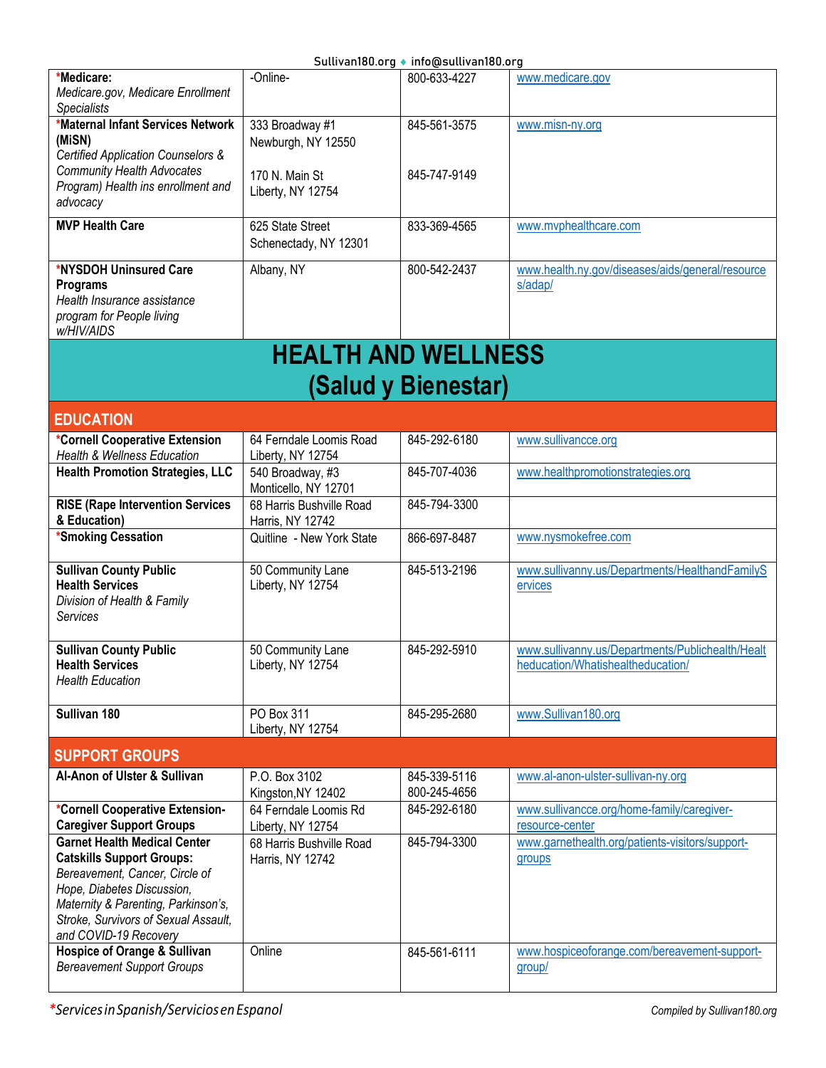| | | | |
|---|---|---|---|
| ***Medicare:** *Medicare.gov, Medicare Enrollment Specialists* | -Online- | 800-633-4227 | www.medicare.gov |
| ***Maternal Infant Services Network (MiSN)** *Certified Application Counselors & Community Health Advocates Program) Health ins enrollment and advocacy* | 333 Broadway #1 Newburgh, NY 12550<br><br>170 N. Main St Liberty, NY 12754 | 845-561-3575<br><br>845-747-9149 | www.misn-ny.org |
| **MVP Health Care** | 625 State Street Schenectady, NY 12301 | 833-369-4565 | www.mvphealthcare.com |
| ***NYSDOH Uninsured Care Programs** *Health Insurance assistance program for People living w/HIV/AIDS* | Albany, NY | 800-542-2437 | www.health.ny.gov/diseases/aids/general/resources/adap/ |

# HEALTH AND WELLNESS (Salud y Bienestar)

## EDUCATION

| | | | |
|---|---|---|---|
| ***Cornell Cooperative Extension** *Health & Wellness Education* | 64 Ferndale Loomis Road Liberty, NY 12754 | 845-292-6180 | www.sullivancce.org |
| **Health Promotion Strategies, LLC** | 540 Broadway, #3 Monticello, NY 12701 | 845-707-4036 | www.healthpromotionstrategies.org |
| **RISE (Rape Intervention Services & Education)** | 68 Harris Bushville Road Harris, NY 12742 | 845-794-3300 | |
| ***Smoking Cessation** | Quitline - New York State | 866-697-8487 | www.nysmokefree.com |
| **Sullivan County Public Health Services** *Division of Health & Family Services* | 50 Community Lane Liberty, NY 12754 | 845-513-2196 | www.sullivanny.us/Departments/HealthandFamilyServices |
| **Sullivan County Public Health Services** *Health Education* | 50 Community Lane Liberty, NY 12754 | 845-292-5910 | www.sullivanny.us/Departments/Publichealth/Healtheducation/Whatishealtheducation/ |
| **Sullivan 180** | PO Box 311 Liberty, NY 12754 | 845-295-2680 | www.Sullivan180.org |

## SUPPORT GROUPS

| | | | |
|---|---|---|---|
| **Al-Anon of Ulster & Sullivan** | P.O. Box 3102 Kingston,NY 12402 | 845-339-5116<br>800-245-4656 | www.al-anon-ulster-sullivan-ny.org |
| ***Cornell Cooperative Extension- Caregiver Support Groups** | 64 Ferndale Loomis Rd Liberty, NY 12754 | 845-292-6180 | www.sullivancce.org/home-family/caregiver-resource-center |
| **Garnet Health Medical Center Catskills Support Groups:** *Bereavement, Cancer, Circle of Hope, Diabetes Discussion, Maternity & Parenting, Parkinson's, Stroke, Survivors of Sexual Assault, and COVID-19 Recovery* | 68 Harris Bushville Road Harris, NY 12742 | 845-794-3300 | www.garnethealth.org/patients-visitors/support-groups |
| **Hospice of Orange & Sullivan** *Bereavement Support Groups* | Online | 845-561-6111 | www.hospiceoforange.com/bereavement-support-group/ |

*Services in Spanish/Servicios en Espanol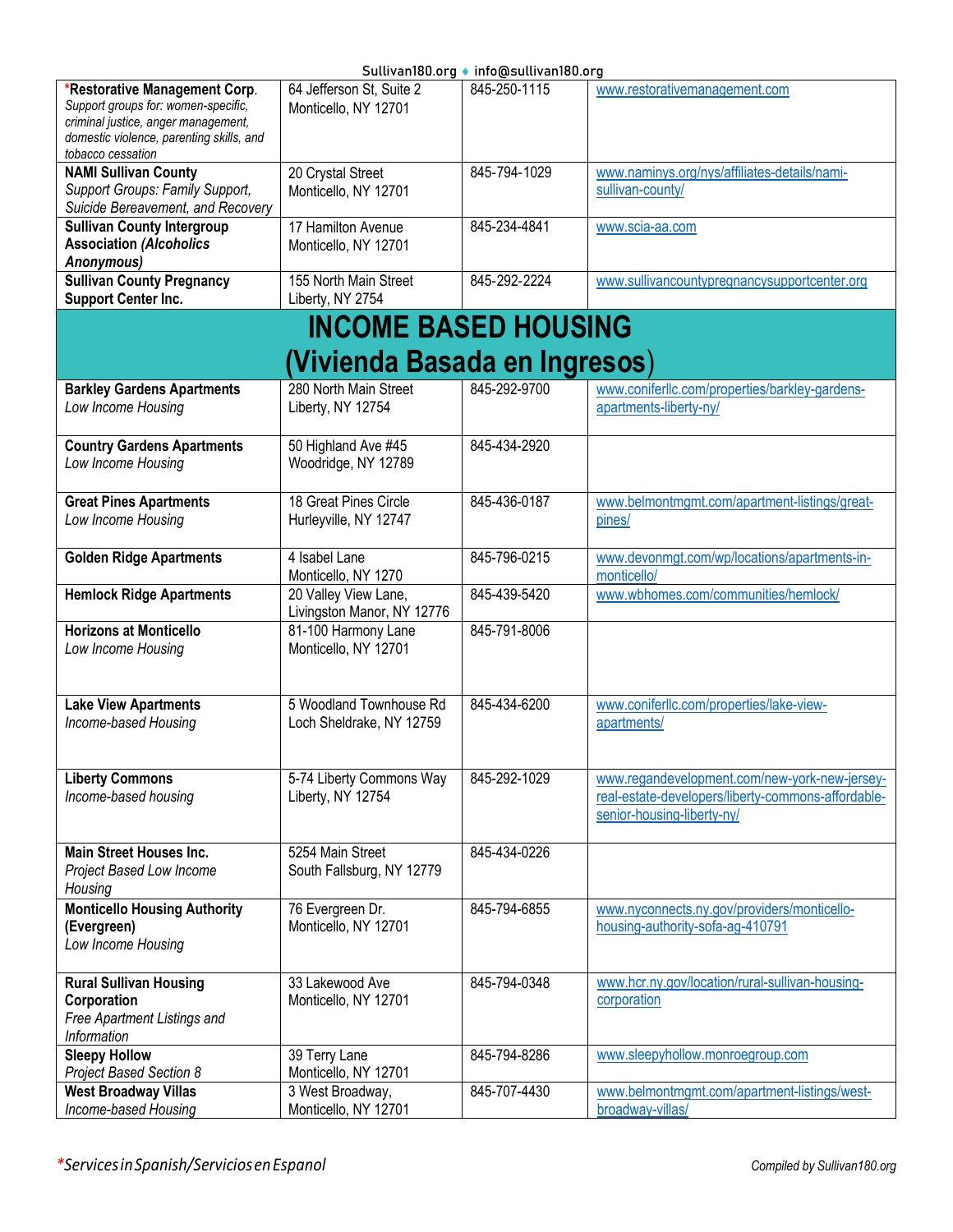| | | | |
|---|---|---|---|
| ***Restorative Management Corp.**<br>*Support groups for: women-specific, criminal justice, anger management, domestic violence, parenting skills, and tobacco cessation* | 64 Jefferson St, Suite 2<br>Monticello, NY 12701 | 845-250-1115 | www.restorativemanagement.com |
| **NAMI Sullivan County**<br>*Support Groups: Family Support, Suicide Bereavement, and Recovery* | 20 Crystal Street<br>Monticello, NY 12701 | 845-794-1029 | www.naminys.org/nys/affiliates-details/nami-sullivan-county/ |
| **Sullivan County Intergroup Association *(Alcoholics Anonymous)*** | 17 Hamilton Avenue<br>Monticello, NY 12701 | 845-234-4841 | www.scia-aa.com |
| **Sullivan County Pregnancy Support Center Inc.** | 155 North Main Street<br>Liberty, NY 2754 | 845-292-2224 | www.sullivancountypregnancysupportcenter.org |

## INCOME BASED HOUSING (Vivienda Basada en Ingresos)

| | | | |
|---|---|---|---|
| **Barkley Gardens Apartments**<br>*Low Income Housing* | 280 North Main Street<br>Liberty, NY 12754 | 845-292-9700 | www.coniferllc.com/properties/barkley-gardens-apartments-liberty-ny/ |
| **Country Gardens Apartments**<br>*Low Income Housing* | 50 Highland Ave #45<br>Woodridge, NY 12789 | 845-434-2920 | |
| **Great Pines Apartments**<br>*Low Income Housing* | 18 Great Pines Circle<br>Hurleyville, NY 12747 | 845-436-0187 | www.belmontmgmt.com/apartment-listings/great-pines/ |
| **Golden Ridge Apartments** | 4 Isabel Lane<br>Monticello, NY 1270 | 845-796-0215 | www.devonmgt.com/wp/locations/apartments-in-monticello/ |
| **Hemlock Ridge Apartments** | 20 Valley View Lane,<br>Livingston Manor, NY 12776 | 845-439-5420 | www.wbhomes.com/communities/hemlock/ |
| **Horizons at Monticello**<br>*Low Income Housing* | 81-100 Harmony Lane<br>Monticello, NY 12701 | 845-791-8006 | |
| **Lake View Apartments**<br>*Income-based Housing* | 5 Woodland Townhouse Rd<br>Loch Sheldrake, NY 12759 | 845-434-6200 | www.coniferllc.com/properties/lake-view-apartments/ |
| **Liberty Commons**<br>*Income-based housing* | 5-74 Liberty Commons Way<br>Liberty, NY 12754 | 845-292-1029 | www.regandevelopment.com/new-york-new-jersey-real-estate-developers/liberty-commons-affordable-senior-housing-liberty-ny/ |
| **Main Street Houses Inc.**<br>*Project Based Low Income Housing* | 5254 Main Street<br>South Fallsburg, NY 12779 | 845-434-0226 | |
| **Monticello Housing Authority (Evergreen)**<br>*Low Income Housing* | 76 Evergreen Dr.<br>Monticello, NY 12701 | 845-794-6855 | www.nyconnects.ny.gov/providers/monticello-housing-authority-sofa-ag-410791 |
| **Rural Sullivan Housing Corporation**<br>*Free Apartment Listings and Information* | 33 Lakewood Ave<br>Monticello, NY 12701 | 845-794-0348 | www.hcr.ny.gov/location/rural-sullivan-housing-corporation |
| **Sleepy Hollow**<br>*Project Based Section 8* | 39 Terry Lane<br>Monticello, NY 12701 | 845-794-8286 | www.sleepyhollow.monroegroup.com |
| **West Broadway Villas**<br>*Income-based Housing* | 3 West Broadway,<br>Monticello, NY 12701 | 845-707-4430 | www.belmontmgmt.com/apartment-listings/west-broadway-villas/ |

*Services in Spanish/Servicios en Espanol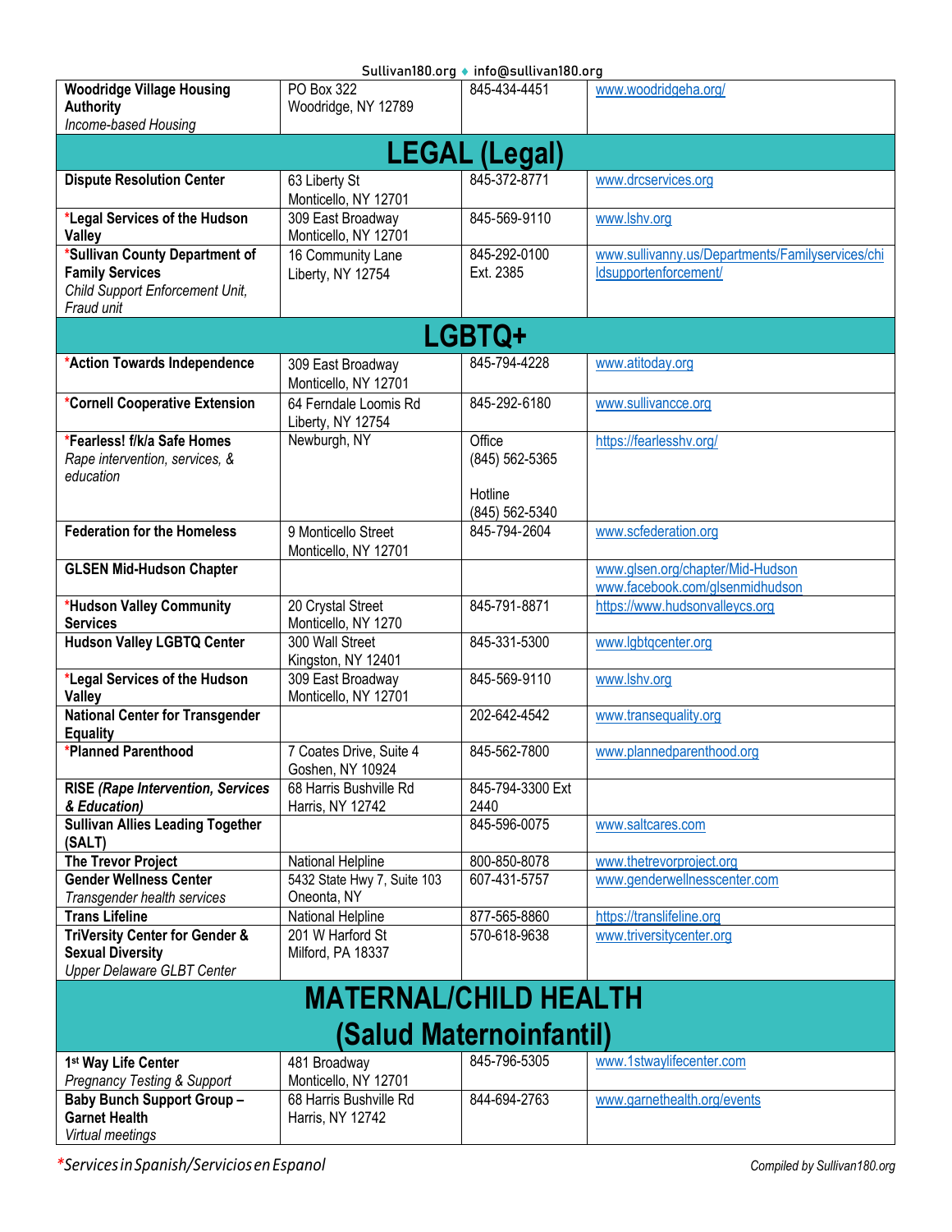| | | | |
|---|---|---|---|
| **Woodridge Village Housing Authority**<br>*Income-based Housing* | PO Box 322<br>Woodridge, NY 12789 | 845-434-4451 | www.woodridgeha.org/ |

## LEGAL (Legal)

| | | | |
|---|---|---|---|
| **Dispute Resolution Center** | 63 Liberty St<br>Monticello, NY 12701 | 845-372-8771 | www.drcservices.org |
| ***Legal Services of the Hudson Valley** | 309 East Broadway<br>Monticello, NY 12701 | 845-569-9110 | www.lshv.org |
| ***Sullivan County Department of Family Services**<br>*Child Support Enforcement Unit, Fraud unit* | 16 Community Lane<br>Liberty, NY 12754 | 845-292-0100 Ext. 2385 | www.sullivanny.us/Departments/Familyservices/childsupportenforcement/ |

## LGBTQ+

| | | | |
|---|---|---|---|
| ***Action Towards Independence** | 309 East Broadway<br>Monticello, NY 12701 | 845-794-4228 | www.atitoday.org |
| ***Cornell Cooperative Extension** | 64 Ferndale Loomis Rd<br>Liberty, NY 12754 | 845-292-6180 | www.sullivancce.org |
| ***Fearless! f/k/a Safe Homes**<br>*Rape intervention, services, & education* | Newburgh, NY | Office<br>(845) 562-5365<br><br>Hotline<br>(845) 562-5340 | https://fearlesshv.org/ |
| **Federation for the Homeless** | 9 Monticello Street<br>Monticello, NY 12701 | 845-794-2604 | www.scfederation.org |
| **GLSEN Mid-Hudson Chapter** | | | www.glsen.org/chapter/Mid-Hudson<br>www.facebook.com/glsenmidhudson |
| ***Hudson Valley Community Services** | 20 Crystal Street<br>Monticello, NY 1270 | 845-791-8871 | https://www.hudsonvalleycs.org |
| **Hudson Valley LGBTQ Center** | 300 Wall Street<br>Kingston, NY 12401 | 845-331-5300 | www.lgbtqcenter.org |
| ***Legal Services of the Hudson Valley** | 309 East Broadway<br>Monticello, NY 12701 | 845-569-9110 | www.lshv.org |
| **National Center for Transgender Equality** | | 202-642-4542 | www.transequality.org |
| ***Planned Parenthood** | 7 Coates Drive, Suite 4<br>Goshen, NY 10924 | 845-562-7800 | www.plannedparenthood.org |
| **RISE *(Rape Intervention, Services & Education)*** | 68 Harris Bushville Rd<br>Harris, NY 12742 | 845-794-3300 Ext 2440 | |
| **Sullivan Allies Leading Together (SALT)** | | 845-596-0075 | www.saltcares.com |
| **The Trevor Project** | National Helpline | 800-850-8078 | www.thetrevorproject.org |
| **Gender Wellness Center**<br>*Transgender health services* | 5432 State Hwy 7, Suite 103<br>Oneonta, NY | 607-431-5757 | www.genderwellnesscenter.com |
| **Trans Lifeline** | National Helpline | 877-565-8860 | https://translifeline.org |
| **TriVersity Center for Gender & Sexual Diversity**<br>*Upper Delaware GLBT Center* | 201 W Harford St<br>Milford, PA 18337 | 570-618-9638 | www.triversitycenter.org |

## MATERNAL/CHILD HEALTH (Salud Maternoinfantil)

| | | | |
|---|---|---|---|
| **1st Way Life Center**<br>*Pregnancy Testing & Support* | 481 Broadway<br>Monticello, NY 12701 | 845-796-5305 | www.1stwaylifecenter.com |
| **Baby Bunch Support Group – Garnet Health**<br>*Virtual meetings* | 68 Harris Bushville Rd<br>Harris, NY 12742 | 844-694-2763 | www.garnethealth.org/events |

*Services in Spanish/Servicios en Espanol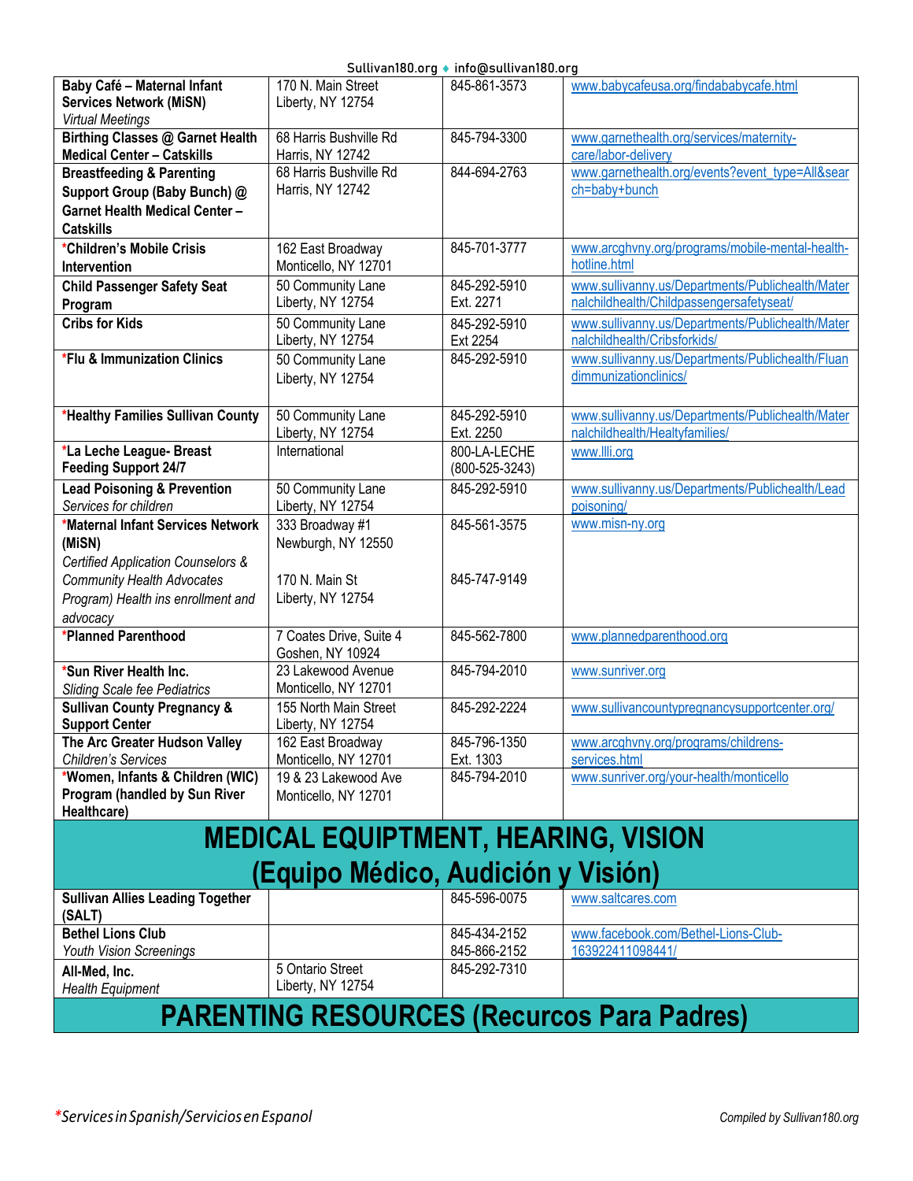| | | | |
|---|---|---|---|
| **Baby Café – Maternal Infant Services Network (MiSN)**<br>*Virtual Meetings* | 170 N. Main Street<br>Liberty, NY 12754 | 845-861-3573 | www.babycafeusa.org/findababycafe.html |
| **Birthing Classes @ Garnet Health Medical Center – Catskills** | 68 Harris Bushville Rd<br>Harris, NY 12742 | 845-794-3300 | www.garnethealth.org/services/maternity-care/labor-delivery |
| **Breastfeeding & Parenting Support Group (Baby Bunch) @ Garnet Health Medical Center – Catskills** | 68 Harris Bushville Rd<br>Harris, NY 12742 | 844-694-2763 | www.garnethealth.org/events?event_type=All&search=baby+bunch |
| ***Children's Mobile Crisis Intervention** | 162 East Broadway<br>Monticello, NY 12701 | 845-701-3777 | www.arcghvny.org/programs/mobile-mental-health-hotline.html |
| **Child Passenger Safety Seat Program** | 50 Community Lane<br>Liberty, NY 12754 | 845-292-5910<br>Ext. 2271 | www.sullivanny.us/Departments/Publichealth/Maternalchildhealth/Childpassengersafetyseat/ |
| **Cribs for Kids** | 50 Community Lane<br>Liberty, NY 12754 | 845-292-5910<br>Ext 2254 | www.sullivanny.us/Departments/Publichealth/Maternalchildhealth/Cribsforkids/ |
| ***Flu & Immunization Clinics** | 50 Community Lane<br>Liberty, NY 12754 | 845-292-5910 | www.sullivanny.us/Departments/Publichealth/Fluandimmunizationclinics/ |
| ***Healthy Families Sullivan County** | 50 Community Lane<br>Liberty, NY 12754 | 845-292-5910<br>Ext. 2250 | www.sullivanny.us/Departments/Publichealth/Maternalchildhealth/Healtyfamilies/ |
| ***La Leche League- Breast Feeding Support 24/7** | International | 800-LA-LECHE<br>(800-525-3243) | www.llli.org |
| **Lead Poisoning & Prevention**<br>*Services for children* | 50 Community Lane<br>Liberty, NY 12754 | 845-292-5910 | www.sullivanny.us/Departments/Publichealth/Leadpoisoning/ |
| ***Maternal Infant Services Network (MiSN)**<br>*Certified Application Counselors & Community Health Advocates Program) Health ins enrollment and advocacy* | 333 Broadway #1<br>Newburgh, NY 12550<br><br>170 N. Main St<br>Liberty, NY 12754 | 845-561-3575<br><br>845-747-9149 | www.misn-ny.org |
| ***Planned Parenthood** | 7 Coates Drive, Suite 4<br>Goshen, NY 10924 | 845-562-7800 | www.plannedparenthood.org |
| ***Sun River Health Inc.**<br>*Sliding Scale fee Pediatrics* | 23 Lakewood Avenue<br>Monticello, NY 12701 | 845-794-2010 | www.sunriver.org |
| **Sullivan County Pregnancy & Support Center** | 155 North Main Street<br>Liberty, NY 12754 | 845-292-2224 | www.sullivancountypregnancysupportcenter.org/ |
| **The Arc Greater Hudson Valley**<br>*Children's Services* | 162 East Broadway<br>Monticello, NY 12701 | 845-796-1350<br>Ext. 1303 | www.arcghvny.org/programs/childrens-services.html |
| ***Women, Infants & Children (WIC) Program (handled by Sun River Healthcare)** | 19 & 23 Lakewood Ave<br>Monticello, NY 12701 | 845-794-2010 | www.sunriver.org/your-health/monticello |

# MEDICAL EQUIPTMENT, HEARING, VISION (Equipo Médico, Audición y Visión)

| | | | |
|---|---|---|---|
| **Sullivan Allies Leading Together (SALT)** | | 845-596-0075 | www.saltcares.com |
| **Bethel Lions Club**<br>*Youth Vision Screenings* | | 845-434-2152<br>845-866-2152 | www.facebook.com/Bethel-Lions-Club-163922411098441/ |
| **All-Med, Inc.**<br>*Health Equipment* | 5 Ontario Street<br>Liberty, NY 12754 | 845-292-7310 | |

# PARENTING RESOURCES (Recurcos Para Padres)

*Services in Spanish/Servicios en Espanol

Compiled by Sullivan180.org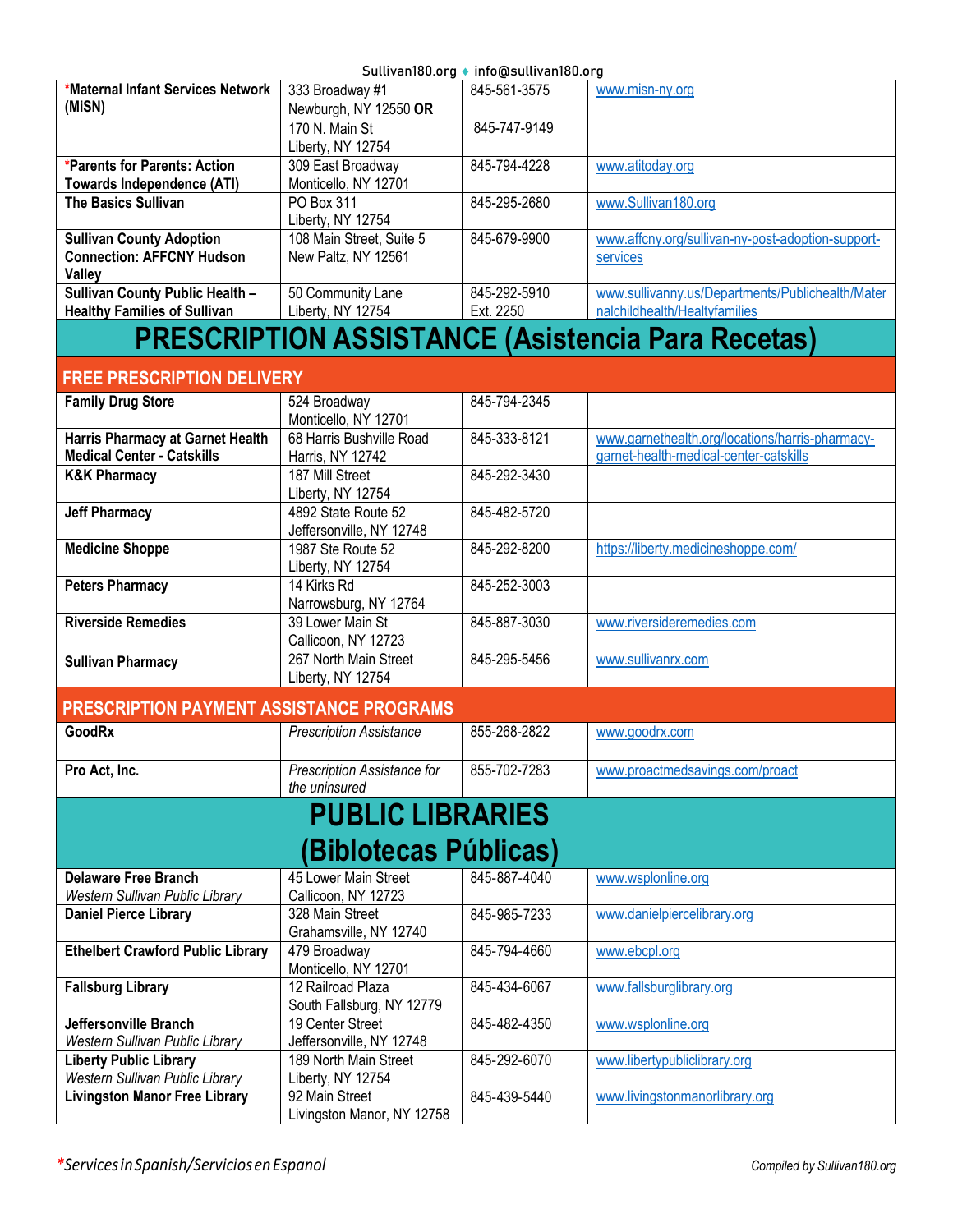| | | | |
|---|---|---|---|
| ***Maternal Infant Services Network (MiSN)** | 333 Broadway #1 Newburgh, NY 12550 **OR** 170 N. Main St Liberty, NY 12754 | 845-561-3575<br>845-747-9149 | www.misn-ny.org |
| ***Parents for Parents: Action Towards Independence (ATI)** | 309 East Broadway Monticello, NY 12701 | 845-794-4228 | www.atitoday.org |
| **The Basics Sullivan** | PO Box 311 Liberty, NY 12754 | 845-295-2680 | www.Sullivan180.org |
| **Sullivan County Adoption Connection: AFFCNY Hudson Valley** | 108 Main Street, Suite 5 New Paltz, NY 12561 | 845-679-9900 | www.affcny.org/sullivan-ny-post-adoption-support-services |
| **Sullivan County Public Health – Healthy Families of Sullivan** | 50 Community Lane Liberty, NY 12754 | 845-292-5910 Ext. 2250 | www.sullivanny.us/Departments/Publichealth/Maternalchildhealth/Healtyfamilies |

# PRESCRIPTION ASSISTANCE (Asistencia Para Recetas)

## FREE PRESCRIPTION DELIVERY

| | | | |
|---|---|---|---|
| **Family Drug Store** | 524 Broadway Monticello, NY 12701 | 845-794-2345 | |
| **Harris Pharmacy at Garnet Health Medical Center - Catskills** | 68 Harris Bushville Road Harris, NY 12742 | 845-333-8121 | www.garnethealth.org/locations/harris-pharmacy-garnet-health-medical-center-catskills |
| **K&K Pharmacy** | 187 Mill Street Liberty, NY 12754 | 845-292-3430 | |
| **Jeff Pharmacy** | 4892 State Route 52 Jeffersonville, NY 12748 | 845-482-5720 | |
| **Medicine Shoppe** | 1987 Ste Route 52 Liberty, NY 12754 | 845-292-8200 | https://liberty.medicineshoppe.com/ |
| **Peters Pharmacy** | 14 Kirks Rd Narrowsburg, NY 12764 | 845-252-3003 | |
| **Riverside Remedies** | 39 Lower Main St Callicoon, NY 12723 | 845-887-3030 | www.riversideremedies.com |
| **Sullivan Pharmacy** | 267 North Main Street Liberty, NY 12754 | 845-295-5456 | www.sullivanrx.com |

## PRESCRIPTION PAYMENT ASSISTANCE PROGRAMS

| | | | |
|---|---|---|---|
| **GoodRx** | *Prescription Assistance* | 855-268-2822 | www.goodrx.com |
| **Pro Act, Inc.** | *Prescription Assistance for the uninsured* | 855-702-7283 | www.proactmedsavings.com/proact |

# PUBLIC LIBRARIES (Biblotecas Públicas)

| | | | |
|---|---|---|---|
| **Delaware Free Branch** *Western Sullivan Public Library* | 45 Lower Main Street Callicoon, NY 12723 | 845-887-4040 | www.wsplonline.org |
| **Daniel Pierce Library** | 328 Main Street Grahamsville, NY 12740 | 845-985-7233 | www.danielpiercelibrary.org |
| **Ethelbert Crawford Public Library** | 479 Broadway Monticello, NY 12701 | 845-794-4660 | www.ebcpl.org |
| **Fallsburg Library** | 12 Railroad Plaza South Fallsburg, NY 12779 | 845-434-6067 | www.fallsburglibrary.org |
| **Jeffersonville Branch** *Western Sullivan Public Library* | 19 Center Street Jeffersonville, NY 12748 | 845-482-4350 | www.wsplonline.org |
| **Liberty Public Library** *Western Sullivan Public Library* | 189 North Main Street Liberty, NY 12754 | 845-292-6070 | www.libertypubliclibrary.org |
| **Livingston Manor Free Library** | 92 Main Street Livingston Manor, NY 12758 | 845-439-5440 | www.livingstonmanorlibrary.org |

**Services in Spanish/Servicios en Espanol*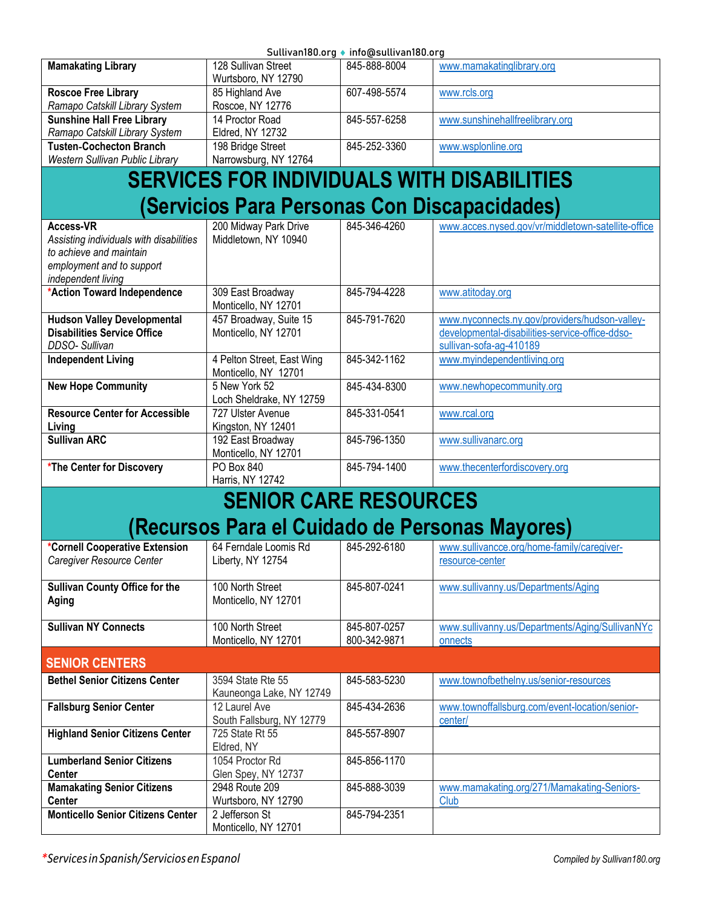| | | | |
|---|---|---|---|
| **Mamakating Library** | 128 Sullivan Street<br>Wurtsboro, NY 12790 | 845-888-8004 | www.mamakatinglibrary.org |
| **Roscoe Free Library**<br>*Ramapo Catskill Library System* | 85 Highland Ave<br>Roscoe, NY 12776 | 607-498-5574 | www.rcls.org |
| **Sunshine Hall Free Library**<br>*Ramapo Catskill Library System* | 14 Proctor Road<br>Eldred, NY 12732 | 845-557-6258 | www.sunshinehallfreelibrary.org |
| **Tusten-Cochecton Branch**<br>*Western Sullivan Public Library* | 198 Bridge Street<br>Narrowsburg, NY 12764 | 845-252-3360 | www.wsplonline.org |

# SERVICES FOR INDIVIDUALS WITH DISABILITIES (Servicios Para Personas Con Discapacidades)

| | | | |
|---|---|---|---|
| **Access-VR**<br>*Assisting individuals with disabilities to achieve and maintain employment and to support independent living* | 200 Midway Park Drive<br>Middletown, NY 10940 | 845-346-4260 | www.acces.nysed.gov/vr/middletown-satellite-office |
| ***Action Toward Independence** | 309 East Broadway<br>Monticello, NY 12701 | 845-794-4228 | www.atitoday.org |
| **Hudson Valley Developmental Disabilities Service Office**<br>*DDSO- Sullivan* | 457 Broadway, Suite 15<br>Monticello, NY 12701 | 845-791-7620 | www.nyconnects.ny.gov/providers/hudson-valley-developmental-disabilities-service-office-ddso-sullivan-sofa-ag-410189 |
| **Independent Living** | 4 Pelton Street, East Wing<br>Monticello, NY 12701 | 845-342-1162 | www.myindependentliving.org |
| **New Hope Community** | 5 New York 52<br>Loch Sheldrake, NY 12759 | 845-434-8300 | www.newhopecommunity.org |
| **Resource Center for Accessible Living** | 727 Ulster Avenue<br>Kingston, NY 12401 | 845-331-0541 | www.rcal.org |
| **Sullivan ARC** | 192 East Broadway<br>Monticello, NY 12701 | 845-796-1350 | www.sullivanarc.org |
| ***The Center for Discovery** | PO Box 840<br>Harris, NY 12742 | 845-794-1400 | www.thecenterfordiscovery.org |

# SENIOR CARE RESOURCES (Recursos Para el Cuidado de Personas Mayores)

| | | | |
|---|---|---|---|
| ***Cornell Cooperative Extension**<br>*Caregiver Resource Center* | 64 Ferndale Loomis Rd<br>Liberty, NY 12754 | 845-292-6180 | www.sullivancce.org/home-family/caregiver-resource-center |
| **Sullivan County Office for the Aging** | 100 North Street<br>Monticello, NY 12701 | 845-807-0241 | www.sullivanny.us/Departments/Aging |
| **Sullivan NY Connects** | 100 North Street<br>Monticello, NY 12701 | 845-807-0257<br>800-342-9871 | www.sullivanny.us/Departments/Aging/SullivanNYconnects |

## SENIOR CENTERS

| | | | |
|---|---|---|---|
| **Bethel Senior Citizens Center** | 3594 State Rte 55<br>Kauneonga Lake, NY 12749 | 845-583-5230 | www.townofbethelny.us/senior-resources |
| **Fallsburg Senior Center** | 12 Laurel Ave<br>South Fallsburg, NY 12779 | 845-434-2636 | www.townoffallsburg.com/event-location/senior-center/ |
| **Highland Senior Citizens Center** | 725 State Rt 55<br>Eldred, NY | 845-557-8907 | |
| **Lumberland Senior Citizens Center** | 1054 Proctor Rd<br>Glen Spey, NY 12737 | 845-856-1170 | |
| **Mamakating Senior Citizens Center** | 2948 Route 209<br>Wurtsboro, NY 12790 | 845-888-3039 | www.mamakating.org/271/Mamakating-Seniors-Club |
| **Monticello Senior Citizens Center** | 2 Jefferson St<br>Monticello, NY 12701 | 845-794-2351 | |

**Services in Spanish/Servicios en Espanol*

Compiled by Sullivan180.org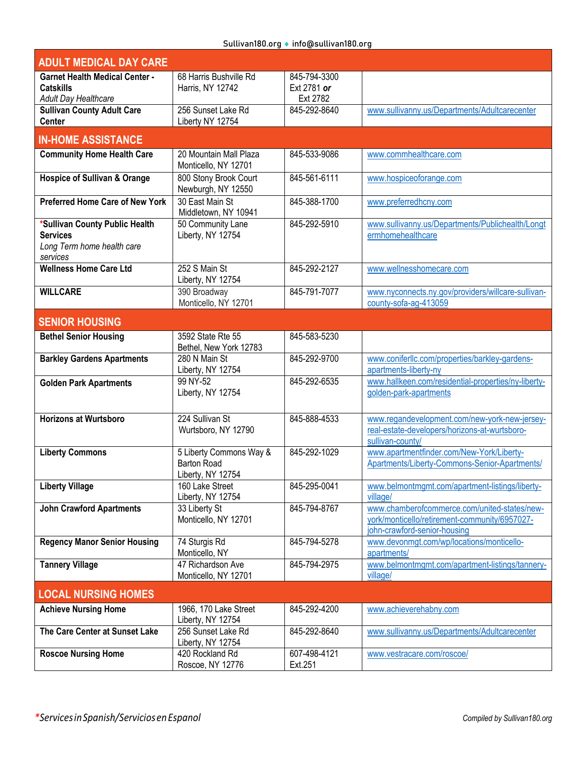Sullivan180.org ♦ info@sullivan180.org

| **ADULT MEDICAL DAY CARE** | | | |
|---|---|---|---|
| **Garnet Health Medical Center - Catskills** *Adult Day Healthcare* | 68 Harris Bushville Rd Harris, NY 12742 | 845-794-3300 Ext 2781 ***or*** Ext 2782 | |
| **Sullivan County Adult Care Center** | 256 Sunset Lake Rd Liberty NY 12754 | 845-292-8640 | www.sullivanny.us/Departments/Adultcarecenter |
| **IN-HOME ASSISTANCE** | | | |
| **Community Home Health Care** | 20 Mountain Mall Plaza Monticello, NY 12701 | 845-533-9086 | www.commhealthcare.com |
| **Hospice of Sullivan & Orange** | 800 Stony Brook Court Newburgh, NY 12550 | 845-561-6111 | www.hospiceoforange.com |
| **Preferred Home Care of New York** | 30 East Main St Middletown, NY 10941 | 845-388-1700 | www.preferredhcny.com |
| ***Sullivan County Public Health Services** *Long Term home health care services* | 50 Community Lane Liberty, NY 12754 | 845-292-5910 | www.sullivanny.us/Departments/Publichealth/Longtermhomehealthcare |
| **Wellness Home Care Ltd** | 252 S Main St Liberty, NY 12754 | 845-292-2127 | www.wellnesshomecare.com |
| **WILLCARE** | 390 Broadway Monticello, NY 12701 | 845-791-7077 | www.nyconnects.ny.gov/providers/willcare-sullivan-county-sofa-ag-413059 |
| **SENIOR HOUSING** | | | |
| **Bethel Senior Housing** | 3592 State Rte 55 Bethel, New York 12783 | 845-583-5230 | |
| **Barkley Gardens Apartments** | 280 N Main St Liberty, NY 12754 | 845-292-9700 | www.coniferllc.com/properties/barkley-gardens-apartments-liberty-ny |
| **Golden Park Apartments** | 99 NY-52 Liberty, NY 12754 | 845-292-6535 | www.hallkeen.com/residential-properties/ny-liberty-golden-park-apartments |
| **Horizons at Wurtsboro** | 224 Sullivan St Wurtsboro, NY 12790 | 845-888-4533 | www.regandevelopment.com/new-york-new-jersey-real-estate-developers/horizons-at-wurtsboro-sullivan-county/ |
| **Liberty Commons** | 5 Liberty Commons Way & Barton Road Liberty, NY 12754 | 845-292-1029 | www.apartmentfinder.com/New-York/Liberty-Apartments/Liberty-Commons-Senior-Apartments/ |
| **Liberty Village** | 160 Lake Street Liberty, NY 12754 | 845-295-0041 | www.belmontmgmt.com/apartment-listings/liberty-village/ |
| **John Crawford Apartments** | 33 Liberty St Monticello, NY 12701 | 845-794-8767 | www.chamberofcommerce.com/united-states/new-york/monticello/retirement-community/6957027-john-crawford-senior-housing |
| **Regency Manor Senior Housing** | 74 Sturgis Rd Monticello, NY | 845-794-5278 | www.devonmgt.com/wp/locations/monticello-apartments/ |
| **Tannery Village** | 47 Richardson Ave Monticello, NY 12701 | 845-794-2975 | www.belmontmgmt.com/apartment-listings/tannery-village/ |
| **LOCAL NURSING HOMES** | | | |
| **Achieve Nursing Home** | 1966, 170 Lake Street Liberty, NY 12754 | 845-292-4200 | www.achieverehabny.com |
| **The Care Center at Sunset Lake** | 256 Sunset Lake Rd Liberty, NY 12754 | 845-292-8640 | www.sullivanny.us/Departments/Adultcarecenter |
| **Roscoe Nursing Home** | 420 Rockland Rd Roscoe, NY 12776 | 607-498-4121 Ext.251 | www.vestracare.com/roscoe/ |

**Services in Spanish/Servicios en Espanol*

*Compiled by Sullivan180.org*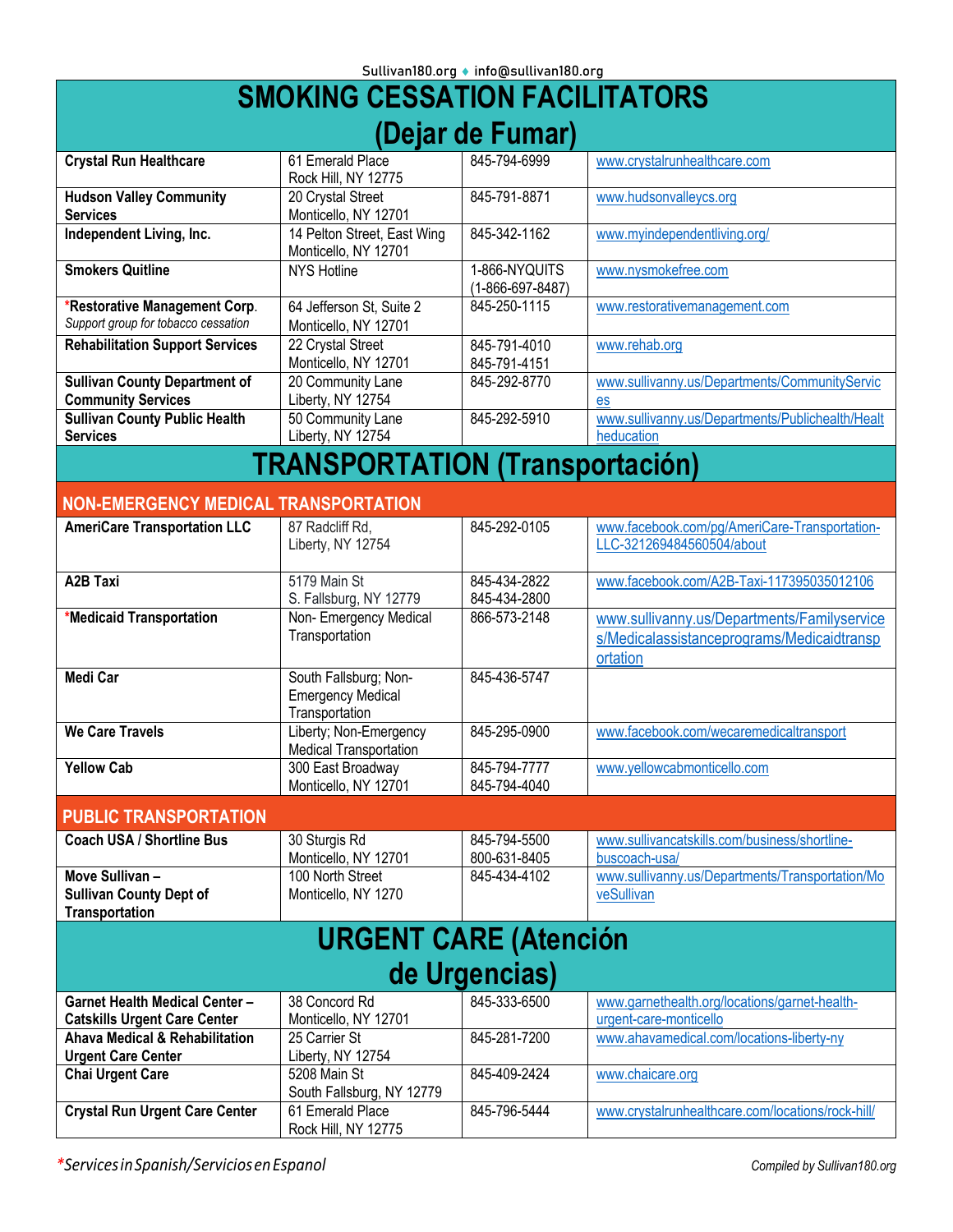# SMOKING CESSATION FACILITATORS (Dejar de Fumar)

| | | | |
|---|---|---|---|
| **Crystal Run Healthcare** | 61 Emerald Place<br>Rock Hill, NY 12775 | 845-794-6999 | www.crystalrunhealthcare.com |
| **Hudson Valley Community Services** | 20 Crystal Street<br>Monticello, NY 12701 | 845-791-8871 | www.hudsonvalleycs.org |
| **Independent Living, Inc.** | 14 Pelton Street, East Wing<br>Monticello, NY 12701 | 845-342-1162 | www.myindependentliving.org/ |
| **Smokers Quitline** | NYS Hotline | 1-866-NYQUITS<br>(1-866-697-8487) | www.nysmokefree.com |
| ***Restorative Management Corp.**<br>*Support group for tobacco cessation* | 64 Jefferson St, Suite 2<br>Monticello, NY 12701 | 845-250-1115 | www.restorativemanagement.com |
| **Rehabilitation Support Services** | 22 Crystal Street<br>Monticello, NY 12701 | 845-791-4010<br>845-791-4151 | www.rehab.org |
| **Sullivan County Department of Community Services** | 20 Community Lane<br>Liberty, NY 12754 | 845-292-8770 | www.sullivanny.us/Departments/CommunityServices |
| **Sullivan County Public Health Services** | 50 Community Lane<br>Liberty, NY 12754 | 845-292-5910 | www.sullivanny.us/Departments/Publichealth/Healtheducation |

# TRANSPORTATION (Transportación)

## NON-EMERGENCY MEDICAL TRANSPORTATION

| | | | |
|---|---|---|---|
| **AmeriCare Transportation LLC** | 87 Radcliff Rd,<br>Liberty, NY 12754 | 845-292-0105 | www.facebook.com/pg/AmeriCare-Transportation-LLC-321269484560504/about |
| **A2B Taxi** | 5179 Main St<br>S. Fallsburg, NY 12779 | 845-434-2822<br>845-434-2800 | www.facebook.com/A2B-Taxi-117395035012106 |
| ***Medicaid Transportation** | Non- Emergency Medical Transportation | 866-573-2148 | www.sullivanny.us/Departments/Familyservices/Medicalassistanceprograms/Medicaidtransportation |
| **Medi Car** | South Fallsburg; Non-Emergency Medical Transportation | 845-436-5747 | |
| **We Care Travels** | Liberty; Non-Emergency Medical Transportation | 845-295-0900 | www.facebook.com/wecaremedicaltransport |
| **Yellow Cab** | 300 East Broadway<br>Monticello, NY 12701 | 845-794-7777<br>845-794-4040 | www.yellowcabmonticello.com |

## PUBLIC TRANSPORTATION

| | | | |
|---|---|---|---|
| **Coach USA / Shortline Bus** | 30 Sturgis Rd<br>Monticello, NY 12701 | 845-794-5500<br>800-631-8405 | www.sullivancatskills.com/business/shortline-buscoach-usa/ |
| **Move Sullivan – Sullivan County Dept of Transportation** | 100 North Street<br>Monticello, NY 1270 | 845-434-4102 | www.sullivanny.us/Departments/Transportation/MoveSullivan |

# URGENT CARE (Atención de Urgencias)

| | | | |
|---|---|---|---|
| **Garnet Health Medical Center – Catskills Urgent Care Center** | 38 Concord Rd<br>Monticello, NY 12701 | 845-333-6500 | www.garnethealth.org/locations/garnet-health-urgent-care-monticello |
| **Ahava Medical & Rehabilitation Urgent Care Center** | 25 Carrier St<br>Liberty, NY 12754 | 845-281-7200 | www.ahavamedical.com/locations-liberty-ny |
| **Chai Urgent Care** | 5208 Main St<br>South Fallsburg, NY 12779 | 845-409-2424 | www.chaicare.org |
| **Crystal Run Urgent Care Center** | 61 Emerald Place<br>Rock Hill, NY 12775 | 845-796-5444 | www.crystalrunhealthcare.com/locations/rock-hill/ |

**Services in Spanish/Servicios en Espanol*

Compiled by Sullivan180.org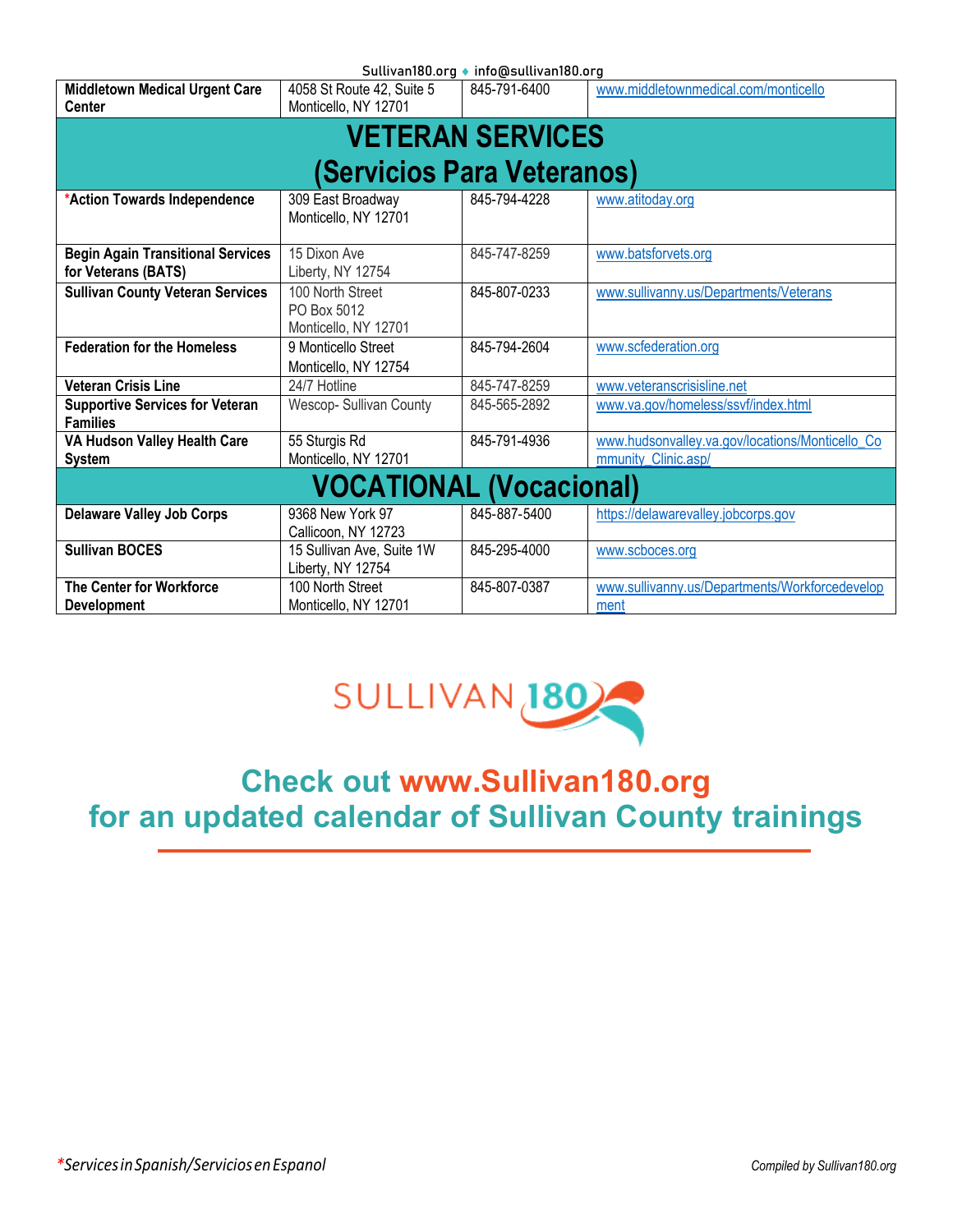| Middletown Medical Urgent Care Center | 4058 St Route 42, Suite 5 Monticello, NY 12701 | 845-791-6400 | www.middletownmedical.com/monticello |
|---|---|---|---|
| **VETERAN SERVICES (Servicios Para Veteranos)** | | | |
| *Action Towards Independence | 309 East Broadway Monticello, NY 12701 | 845-794-4228 | www.atitoday.org |
| Begin Again Transitional Services for Veterans (BATS) | 15 Dixon Ave Liberty, NY 12754 | 845-747-8259 | www.batsforvets.org |
| Sullivan County Veteran Services | 100 North Street PO Box 5012 Monticello, NY 12701 | 845-807-0233 | www.sullivanny.us/Departments/Veterans |
| Federation for the Homeless | 9 Monticello Street Monticello, NY 12754 | 845-794-2604 | www.scfederation.org |
| Veteran Crisis Line | 24/7 Hotline | 845-747-8259 | www.veteranscrisisline.net |
| Supportive Services for Veteran Families | Wescop- Sullivan County | 845-565-2892 | www.va.gov/homeless/ssvf/index.html |
| VA Hudson Valley Health Care System | 55 Sturgis Rd Monticello, NY 12701 | 845-791-4936 | www.hudsonvalley.va.gov/locations/Monticello_Community_Clinic.asp/ |
| **VOCATIONAL (Vocacional)** | | | |
| Delaware Valley Job Corps | 9368 New York 97 Callicoon, NY 12723 | 845-887-5400 | https://delawarevalley.jobcorps.gov |
| Sullivan BOCES | 15 Sullivan Ave, Suite 1W Liberty, NY 12754 | 845-295-4000 | www.scboces.org |
| The Center for Workforce Development | 100 North Street Monticello, NY 12701 | 845-807-0387 | www.sullivanny.us/Departments/Workforcedevelopment |

SULLIVAN 180

## Check out www.Sullivan180.org for an updated calendar of Sullivan County trainings

*Services in Spanish/Servicios en Espanol

Compiled by Sullivan180.org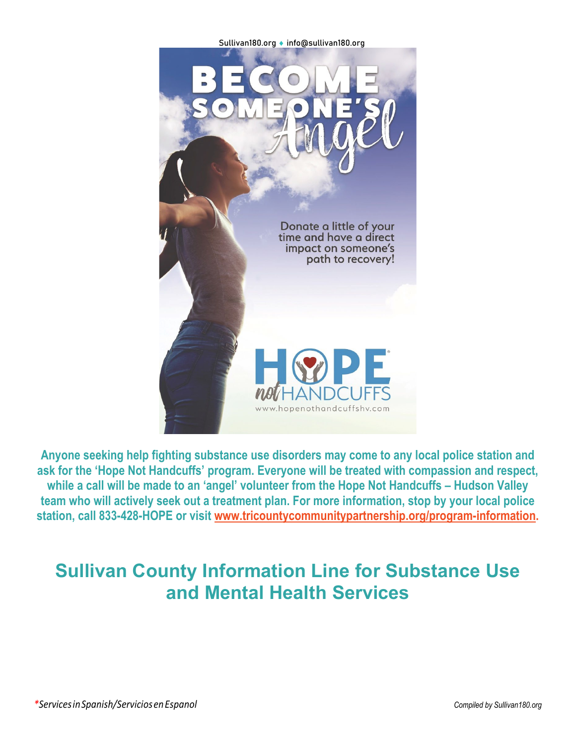Sullivan180.org ♦ info@sullivan180.org

# BECOME SOMEONE'S Angel

Donate a little of your time and have a direct impact on someone's path to recovery!

HOPE not HANDCUFFS

www.hopenothandcuffshv.com

**Anyone seeking help fighting substance use disorders may come to any local police station and ask for the 'Hope Not Handcuffs' program. Everyone will be treated with compassion and respect, while a call will be made to an 'angel' volunteer from the Hope Not Handcuffs – Hudson Valley team who will actively seek out a treatment plan. For more information, stop by your local police station, call 833-428-HOPE or visit www.tricountycommunitypartnership.org/program-information.**

## Sullivan County Information Line for Substance Use and Mental Health Services

*\*Services in Spanish/Servicios en Espanol*

*Compiled by Sullivan180.org*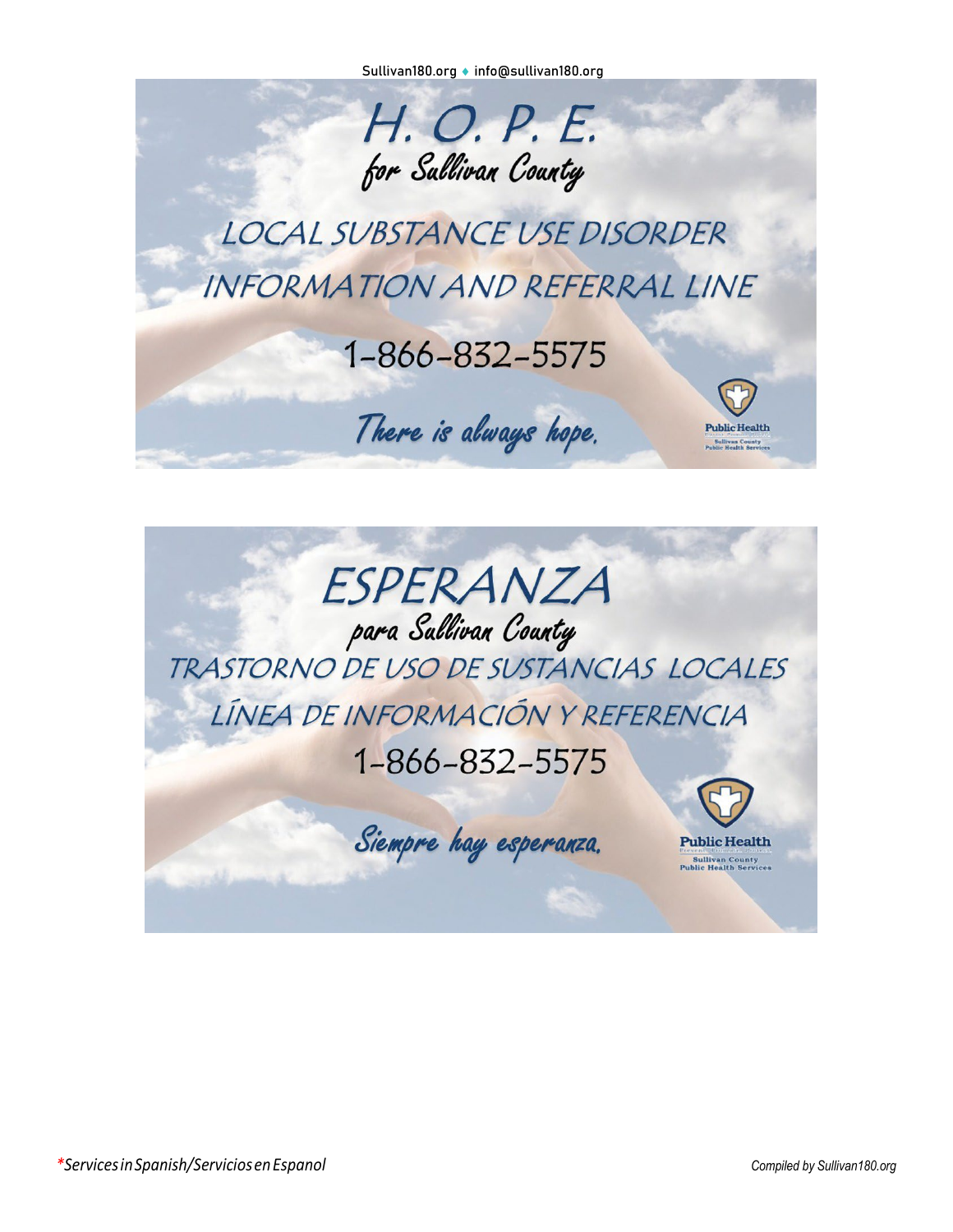# H. O. P. E.

## for Sullivan County

LOCAL SUBSTANCE USE DISORDER INFORMATION AND REFERRAL LINE

1-866-832-5575

*There is always hope.*

Public Health
Sullivan County Public Health Services

# ESPERANZA

## para Sullivan County

TRASTORNO DE USO DE SUSTANCIAS LOCALES

LÍNEA DE INFORMACIÓN Y REFERENCIA

1-866-832-5575

*Siempre hay esperanza.*

Public Health
Sullivan County Public Health Services

*\*Services in Spanish/Servicios en Espanol*